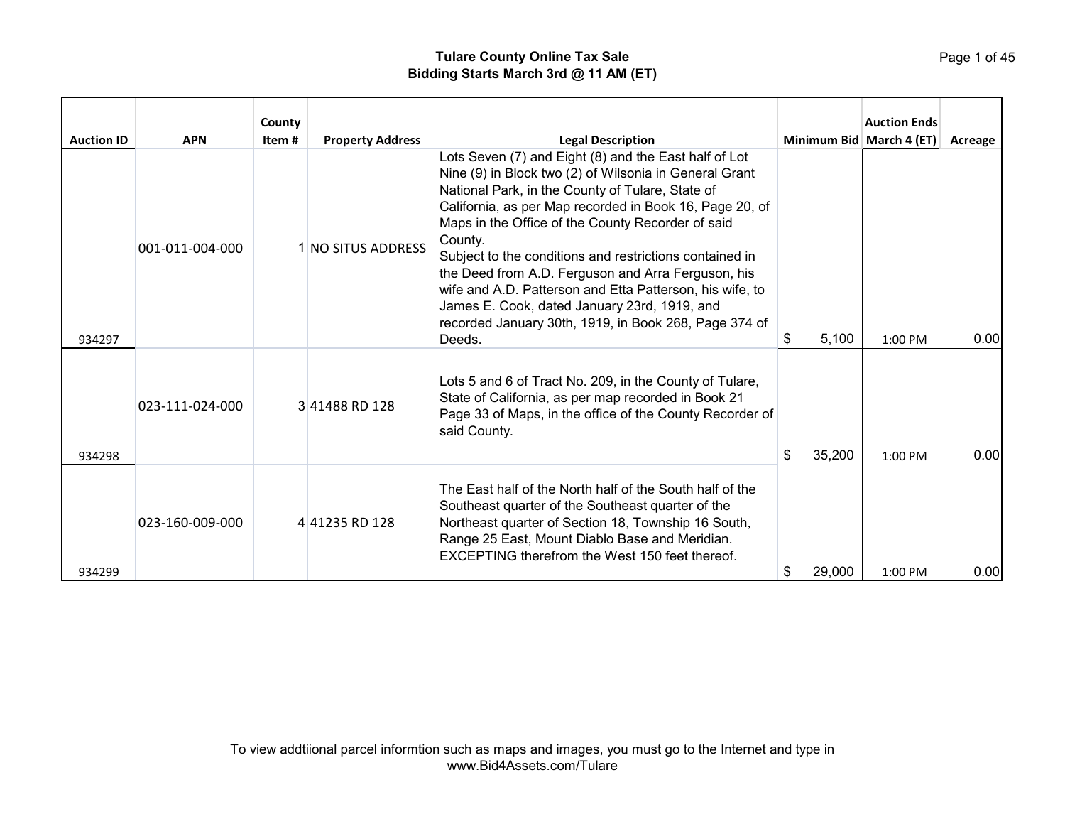**Tulare County Online Tax Sale**
**Bidding Starts March 3rd @ 11 AM (ET)**

| Auction ID | APN | County Item # | Property Address | Legal Description | Minimum Bid | Auction Ends March 4 (ET) | Acreage |
|---|---|---|---|---|---|---|---|
| 934297 | 001-011-004-000 | 1 | NO SITUS ADDRESS | Lots Seven (7) and Eight (8) and the East half of Lot Nine (9) in Block two (2) of Wilsonia in General Grant National Park, in the County of Tulare, State of California, as per Map recorded in Book 16, Page 20, of Maps in the Office of the County Recorder of said County. Subject to the conditions and restrictions contained in the Deed from A.D. Ferguson and Arra Ferguson, his wife and A.D. Patterson and Etta Patterson, his wife, to James E. Cook, dated January 23rd, 1919, and recorded January 30th, 1919, in Book 268, Page 374 of Deeds. | $ 5,100 | 1:00 PM | 0.00 |
| 934298 | 023-111-024-000 | 3 | 41488 RD 128 | Lots 5 and 6 of Tract No. 209, in the County of Tulare, State of California, as per map recorded in Book 21 Page 33 of Maps, in the office of the County Recorder of said County. | $ 35,200 | 1:00 PM | 0.00 |
| 934299 | 023-160-009-000 | 4 | 41235 RD 128 | The East half of the North half of the South half of the Southeast quarter of the Southeast quarter of the Northeast quarter of Section 18, Township 16 South, Range 25 East, Mount Diablo Base and Meridian. EXCEPTING therefrom the West 150 feet thereof. | $ 29,000 | 1:00 PM | 0.00 |

To view addtiional parcel informtion such as maps and images, you must go to the Internet and type in www.Bid4Assets.com/Tulare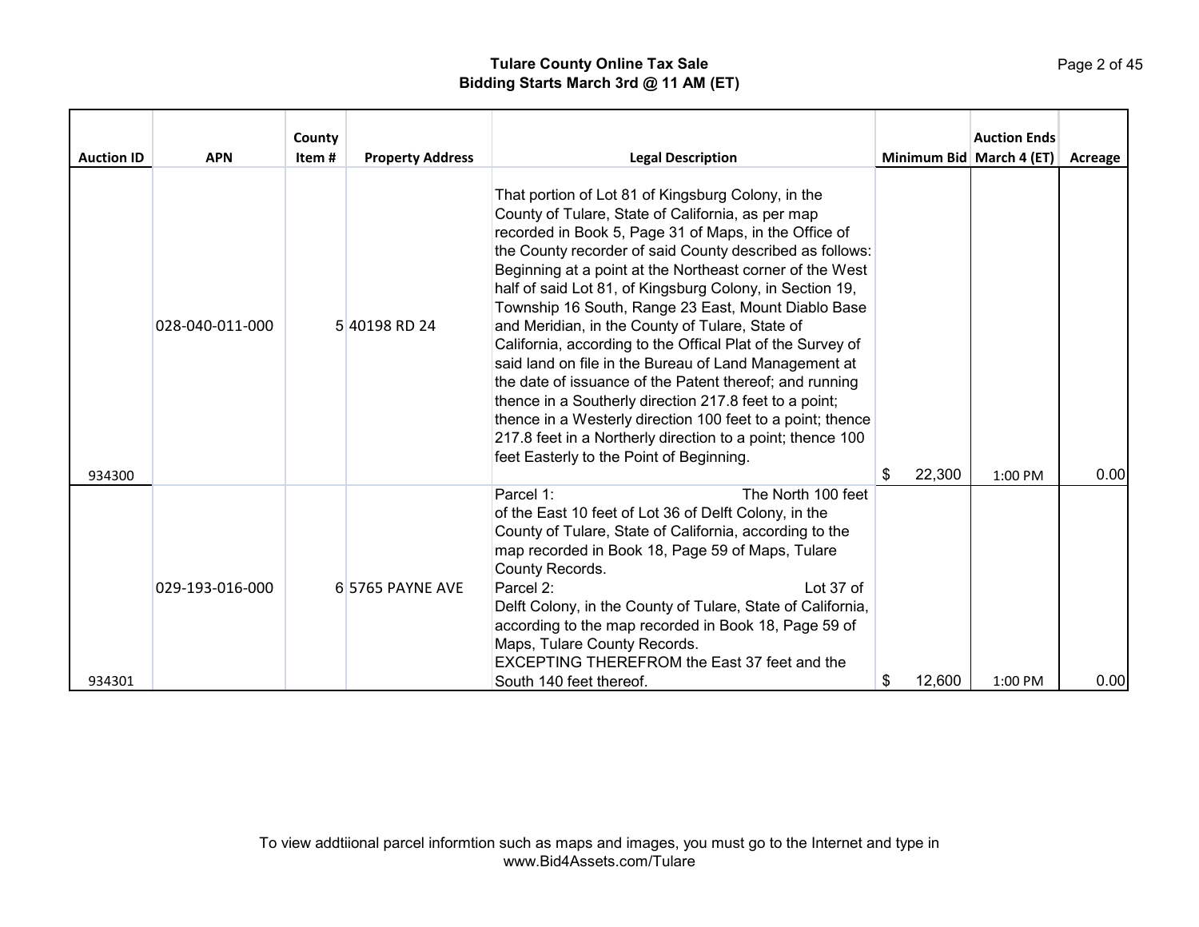**Tulare County Online Tax Sale**
**Bidding Starts March 3rd @ 11 AM (ET)**

| Auction ID | APN | County Item # | Property Address | Legal Description | Minimum Bid | Auction Ends March 4 (ET) | Acreage |
|---|---|---|---|---|---|---|---|
| 934300 | 028-040-011-000 | 5 | 40198 RD 24 | That portion of Lot 81 of Kingsburg Colony, in the County of Tulare, State of California, as per map recorded in Book 5, Page 31 of Maps, in the Office of the County recorder of said County described as follows: Beginning at a point at the Northeast corner of the West half of said Lot 81, of Kingsburg Colony, in Section 19, Township 16 South, Range 23 East, Mount Diablo Base and Meridian, in the County of Tulare, State of California, according to the Offical Plat of the Survey of said land on file in the Bureau of Land Management at the date of issuance of the Patent thereof; and running thence in a Southerly direction 217.8 feet to a point; thence in a Westerly direction 100 feet to a point; thence 217.8 feet in a Northerly direction to a point; thence 100 feet Easterly to the Point of Beginning. | $ 22,300 | 1:00 PM | 0.00 |
| 934301 | 029-193-016-000 | 6 | 5765 PAYNE AVE | Parcel 1: The North 100 feet of the East 10 feet of Lot 36 of Delft Colony, in the County of Tulare, State of California, according to the map recorded in Book 18, Page 59 of Maps, Tulare County Records. Parcel 2: Lot 37 of Delft Colony, in the County of Tulare, State of California, according to the map recorded in Book 18, Page 59 of Maps, Tulare County Records. EXCEPTING THEREFROM the East 37 feet and the South 140 feet thereof. | $ 12,600 | 1:00 PM | 0.00 |

To view addtiional parcel informtion such as maps and images, you must go to the Internet and type in www.Bid4Assets.com/Tulare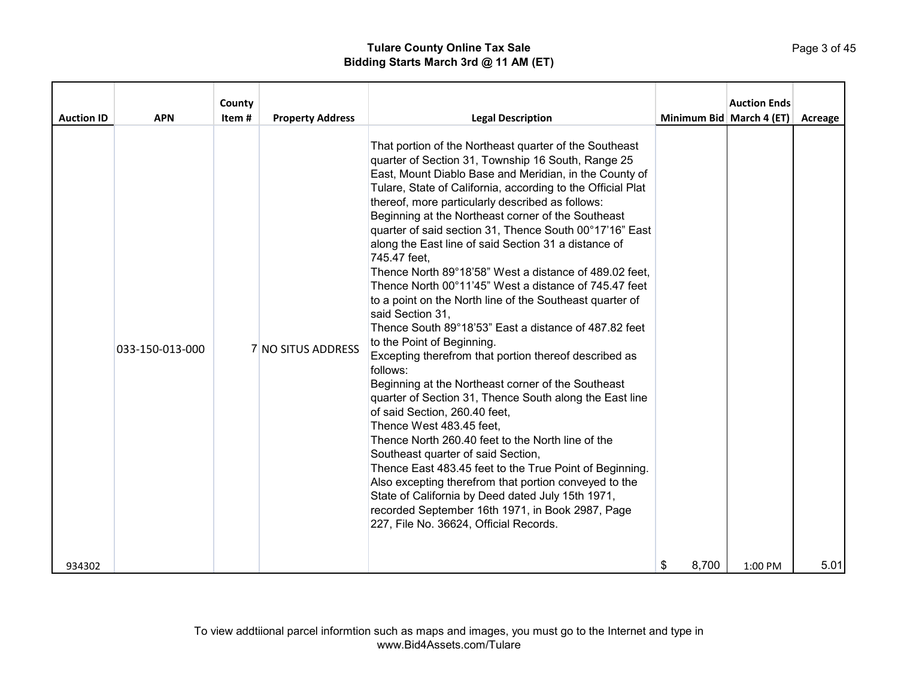**Tulare County Online Tax Sale**
**Bidding Starts March 3rd @ 11 AM (ET)**

| Auction ID | APN | County Item # | Property Address | Legal Description | Minimum Bid | Auction Ends March 4 (ET) | Acreage |
|---|---|---|---|---|---|---|---|
| 934302 | 033-150-013-000 | 7 | NO SITUS ADDRESS | That portion of the Northeast quarter of the Southeast quarter of Section 31, Township 16 South, Range 25 East, Mount Diablo Base and Meridian, in the County of Tulare, State of California, according to the Official Plat thereof, more particularly described as follows: Beginning at the Northeast corner of the Southeast quarter of said section 31, Thence South 00°17'16" East along the East line of said Section 31 a distance of 745.47 feet, Thence North 89°18'58" West a distance of 489.02 feet, Thence North 00°11'45" West a distance of 745.47 feet to a point on the North line of the Southeast quarter of said Section 31, Thence South 89°18'53" East a distance of 487.82 feet to the Point of Beginning. Excepting therefrom that portion thereof described as follows: Beginning at the Northeast corner of the Southeast quarter of Section 31, Thence South along the East line of said Section, 260.40 feet, Thence West 483.45 feet, Thence North 260.40 feet to the North line of the Southeast quarter of said Section, Thence East 483.45 feet to the True Point of Beginning. Also excepting therefrom that portion conveyed to the State of California by Deed dated July 15th 1971, recorded September 16th 1971, in Book 2987, Page 227, File No. 36624, Official Records. | $ 8,700 | 1:00 PM | 5.01 |

To view addtiional parcel informtion such as maps and images, you must go to the Internet and type in www.Bid4Assets.com/Tulare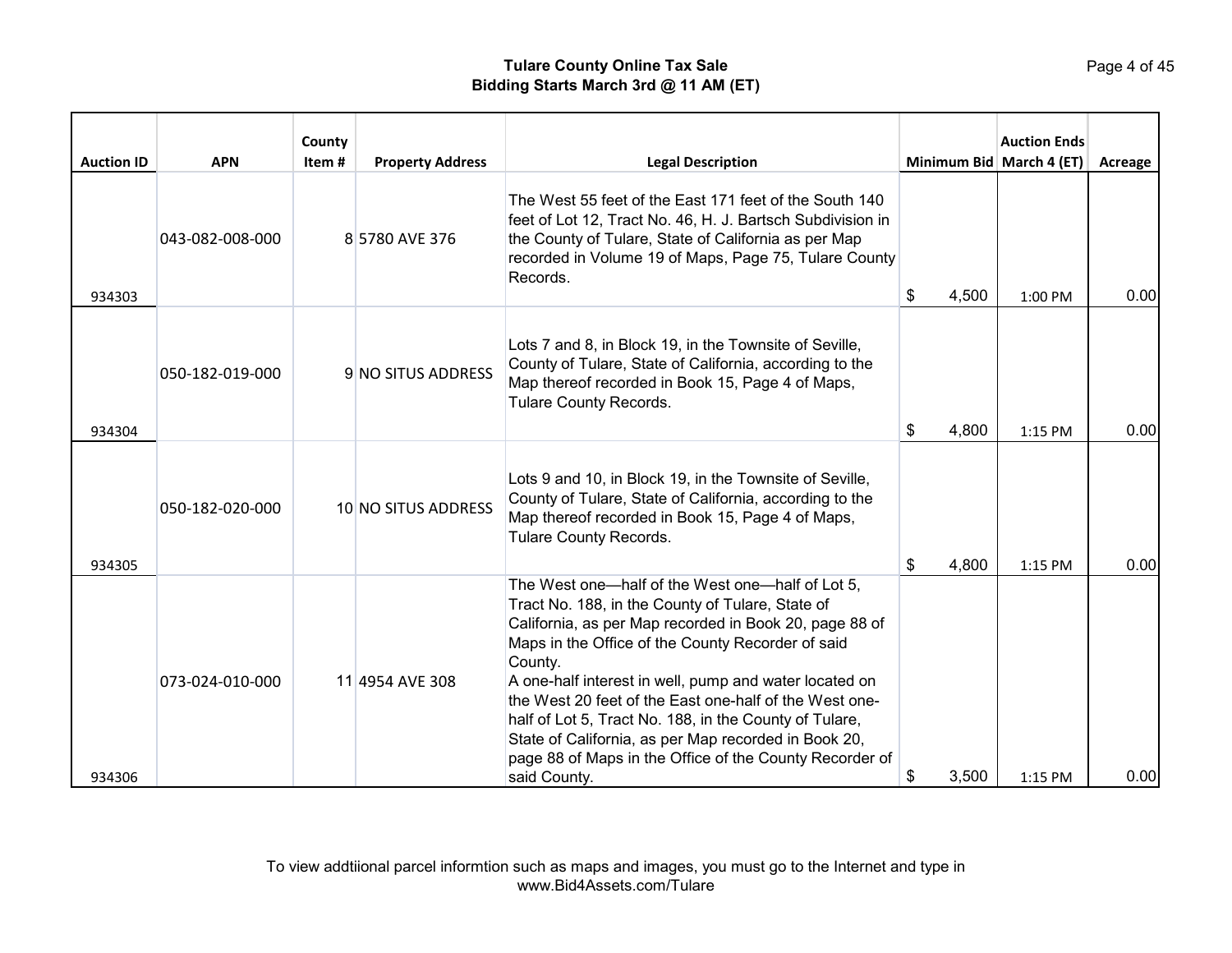# Tulare County Online Tax Sale
## Bidding Starts March 3rd @ 11 AM (ET)

| Auction ID | APN | County Item # | Property Address | Legal Description | Minimum Bid | Auction Ends March 4 (ET) | Acreage |
|---|---|---|---|---|---|---|---|
| 934303 | 043-082-008-000 | 8 | 5780 AVE 376 | The West 55 feet of the East 171 feet of the South 140 feet of Lot 12, Tract No. 46, H. J. Bartsch Subdivision in the County of Tulare, State of California as per Map recorded in Volume 19 of Maps, Page 75, Tulare County Records. | $ 4,500 | 1:00 PM | 0.00 |
| 934304 | 050-182-019-000 | 9 | NO SITUS ADDRESS | Lots 7 and 8, in Block 19, in the Townsite of Seville, County of Tulare, State of California, according to the Map thereof recorded in Book 15, Page 4 of Maps, Tulare County Records. | $ 4,800 | 1:15 PM | 0.00 |
| 934305 | 050-182-020-000 | 10 | NO SITUS ADDRESS | Lots 9 and 10, in Block 19, in the Townsite of Seville, County of Tulare, State of California, according to the Map thereof recorded in Book 15, Page 4 of Maps, Tulare County Records. | $ 4,800 | 1:15 PM | 0.00 |
| 934306 | 073-024-010-000 | 11 | 4954 AVE 308 | The West one—half of the West one—half of Lot 5, Tract No. 188, in the County of Tulare, State of California, as per Map recorded in Book 20, page 88 of Maps in the Office of the County Recorder of said County. A one-half interest in well, pump and water located on the West 20 feet of the East one-half of the West one-half of Lot 5, Tract No. 188, in the County of Tulare, State of California, as per Map recorded in Book 20, page 88 of Maps in the Office of the County Recorder of said County. | $ 3,500 | 1:15 PM | 0.00 |

To view addtiional parcel informtion such as maps and images, you must go to the Internet and type in www.Bid4Assets.com/Tulare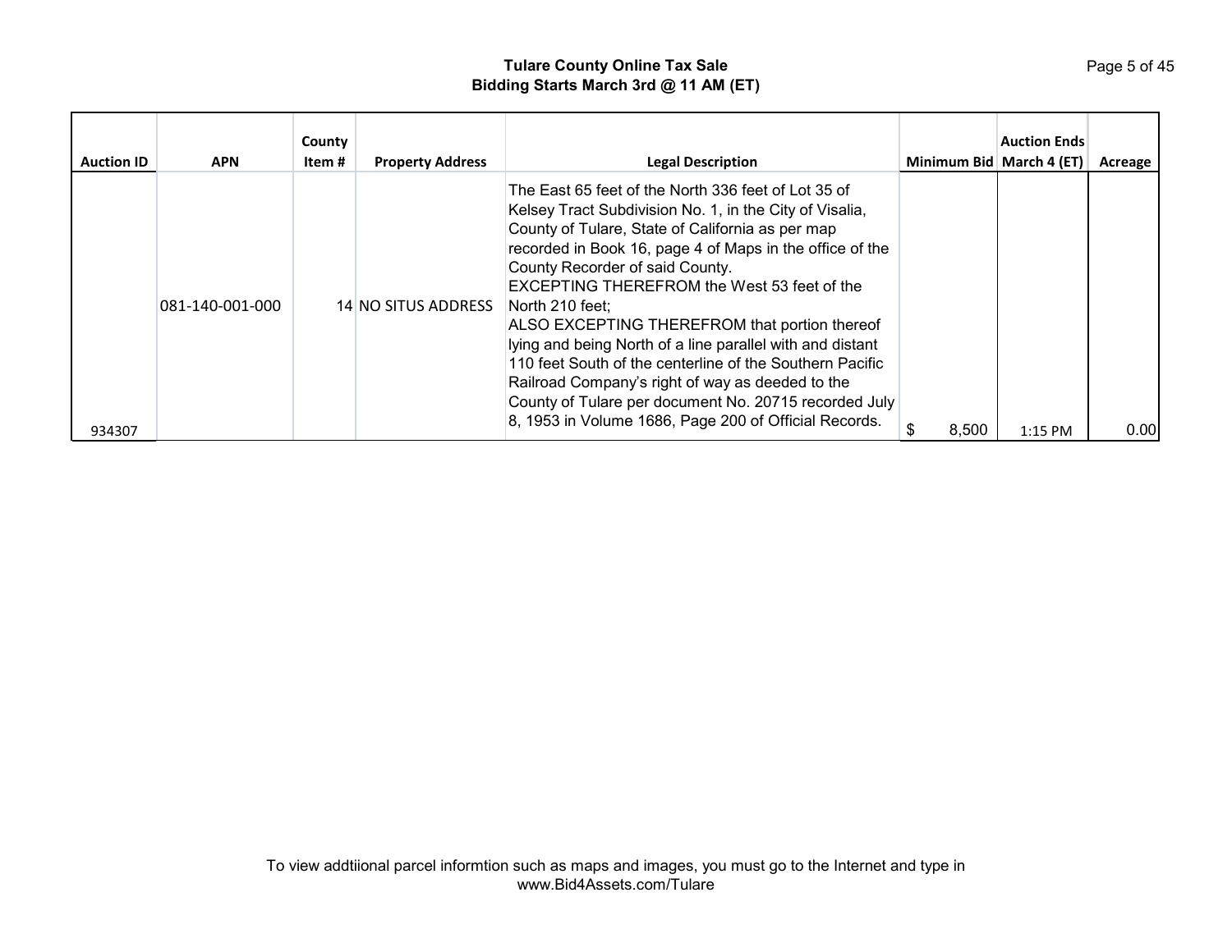# Tulare County Online Tax Sale
## Bidding Starts March 3rd @ 11 AM (ET)

| Auction ID | APN | County Item # | Property Address | Legal Description | Minimum Bid | Auction Ends March 4 (ET) | Acreage |
|---|---|---|---|---|---|---|---|
| 934307 | 081-140-001-000 | 14 | NO SITUS ADDRESS | The East 65 feet of the North 336 feet of Lot 35 of Kelsey Tract Subdivision No. 1, in the City of Visalia, County of Tulare, State of California as per map recorded in Book 16, page 4 of Maps in the office of the County Recorder of said County. EXCEPTING THEREFROM the West 53 feet of the North 210 feet; ALSO EXCEPTING THEREFROM that portion thereof lying and being North of a line parallel with and distant 110 feet South of the centerline of the Southern Pacific Railroad Company's right of way as deeded to the County of Tulare per document No. 20715 recorded July 8, 1953 in Volume 1686, Page 200 of Official Records. | $ 8,500 | 1:15 PM | 0.00 |

To view addtiional parcel informtion such as maps and images, you must go to the Internet and type in www.Bid4Assets.com/Tulare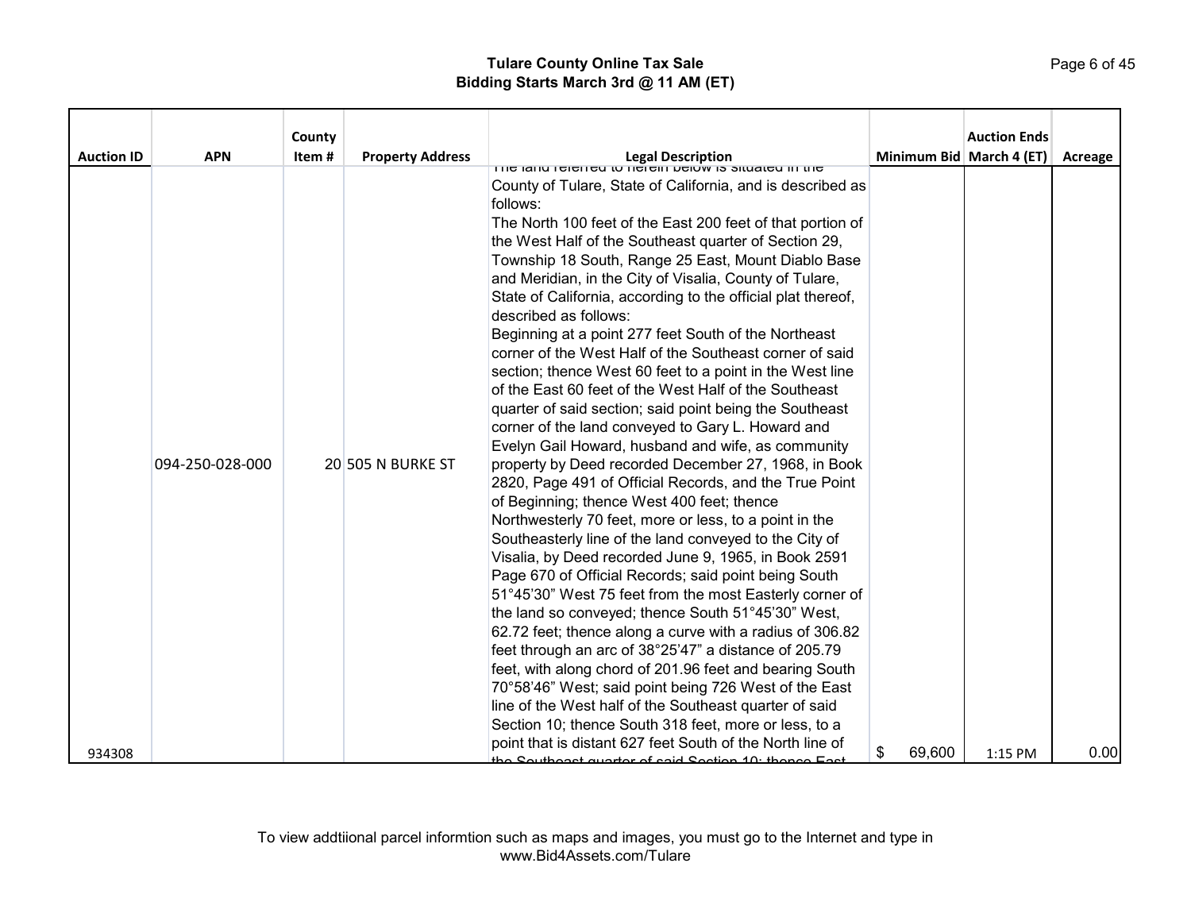| Auction ID | APN | County Item # | Property Address | Legal Description | Minimum Bid | Auction Ends March 4 (ET) | Acreage |
|---|---|---|---|---|---|---|---|
| 934308 | 094-250-028-000 | 20 | 505 N BURKE ST | The land referred to herein below is situated in the County of Tulare, State of California, and is described as follows: The North 100 feet of the East 200 feet of that portion of the West Half of the Southeast quarter of Section 29, Township 18 South, Range 25 East, Mount Diablo Base and Meridian, in the City of Visalia, County of Tulare, State of California, according to the official plat thereof, described as follows: Beginning at a point 277 feet South of the Northeast corner of the West Half of the Southeast corner of said section; thence West 60 feet to a point in the West line of the East 60 feet of the West Half of the Southeast quarter of said section; said point being the Southeast corner of the land conveyed to Gary L. Howard and Evelyn Gail Howard, husband and wife, as community property by Deed recorded December 27, 1968, in Book 2820, Page 491 of Official Records, and the True Point of Beginning; thence West 400 feet; thence Northwesterly 70 feet, more or less, to a point in the Southeasterly line of the land conveyed to the City of Visalia, by Deed recorded June 9, 1965, in Book 2591 Page 670 of Official Records; said point being South 51°45’30” West 75 feet from the most Easterly corner of the land so conveyed; thence South 51°45’30” West, 62.72 feet; thence along a curve with a radius of 306.82 feet through an arc of 38°25’47” a distance of 205.79 feet, with along chord of 201.96 feet and bearing South 70°58’46” West; said point being 726 West of the East line of the West half of the Southeast quarter of said Section 10; thence South 318 feet, more or less, to a point that is distant 627 feet South of the North line of the Southeast quarter of said Section 10; thence East | $ 69,600 | 1:15 PM | 0.00 |

To view addtiional parcel informtion such as maps and images, you must go to the Internet and type in www.Bid4Assets.com/Tulare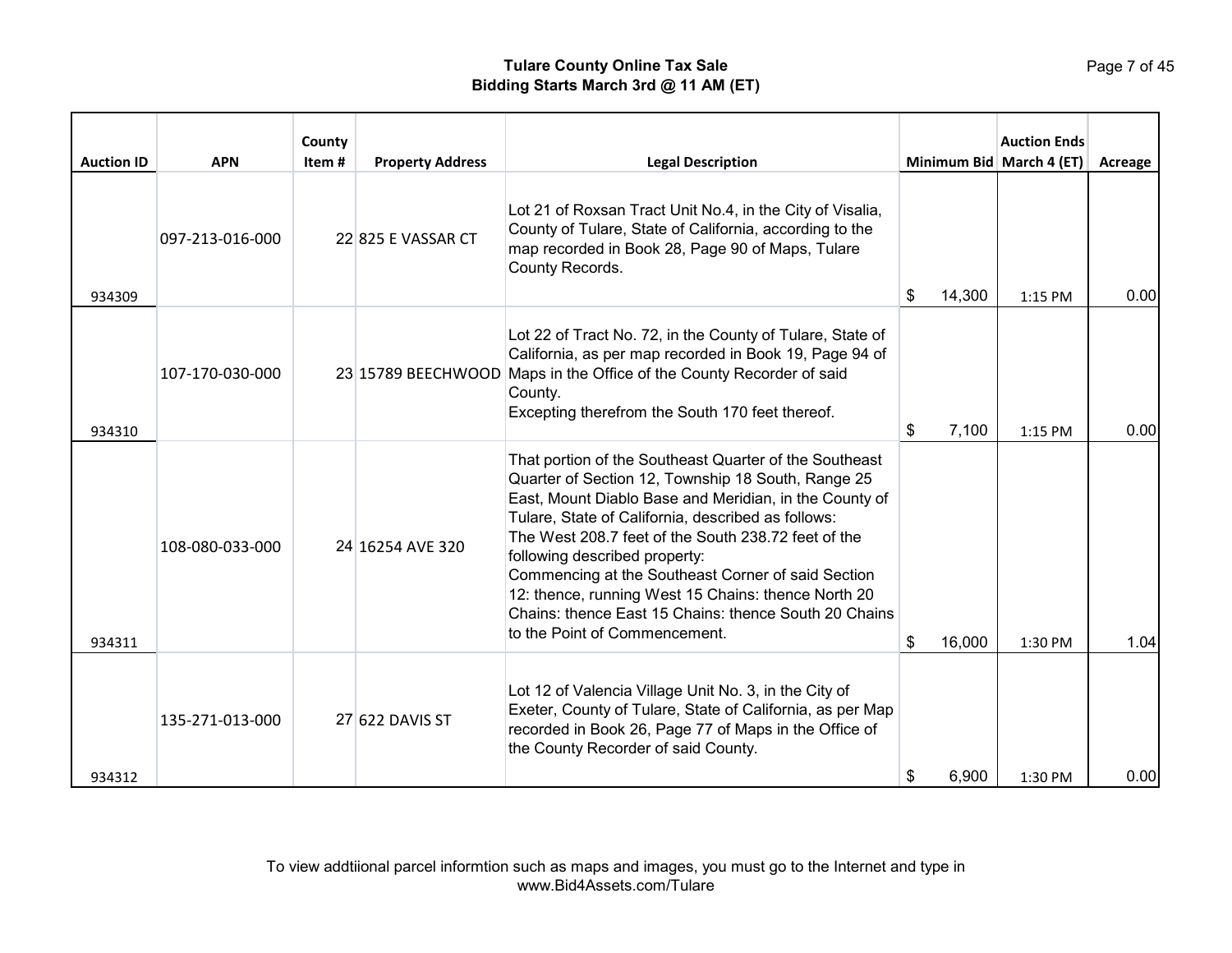# Tulare County Online Tax Sale
## Bidding Starts March 3rd @ 11 AM (ET)

| Auction ID | APN | County Item # | Property Address | Legal Description | Minimum Bid | Auction Ends March 4 (ET) | Acreage |
|---|---|---|---|---|---|---|---|
| 934309 | 097-213-016-000 | 22 | 825 E VASSAR CT | Lot 21 of Roxsan Tract Unit No.4, in the City of Visalia, County of Tulare, State of California, according to the map recorded in Book 28, Page 90 of Maps, Tulare County Records. | $ 14,300 | 1:15 PM | 0.00 |
| 934310 | 107-170-030-000 | 23 | 15789 BEECHWOOD | Lot 22 of Tract No. 72, in the County of Tulare, State of California, as per map recorded in Book 19, Page 94 of Maps in the Office of the County Recorder of said County. Excepting therefrom the South 170 feet thereof. | $ 7,100 | 1:15 PM | 0.00 |
| 934311 | 108-080-033-000 | 24 | 16254 AVE 320 | That portion of the Southeast Quarter of the Southeast Quarter of Section 12, Township 18 South, Range 25 East, Mount Diablo Base and Meridian, in the County of Tulare, State of California, described as follows: The West 208.7 feet of the South 238.72 feet of the following described property: Commencing at the Southeast Corner of said Section 12: thence, running West 15 Chains: thence North 20 Chains: thence East 15 Chains: thence South 20 Chains to the Point of Commencement. | $ 16,000 | 1:30 PM | 1.04 |
| 934312 | 135-271-013-000 | 27 | 622 DAVIS ST | Lot 12 of Valencia Village Unit No. 3, in the City of Exeter, County of Tulare, State of California, as per Map recorded in Book 26, Page 77 of Maps in the Office of the County Recorder of said County. | $ 6,900 | 1:30 PM | 0.00 |

To view addtiional parcel informtion such as maps and images, you must go to the Internet and type in www.Bid4Assets.com/Tulare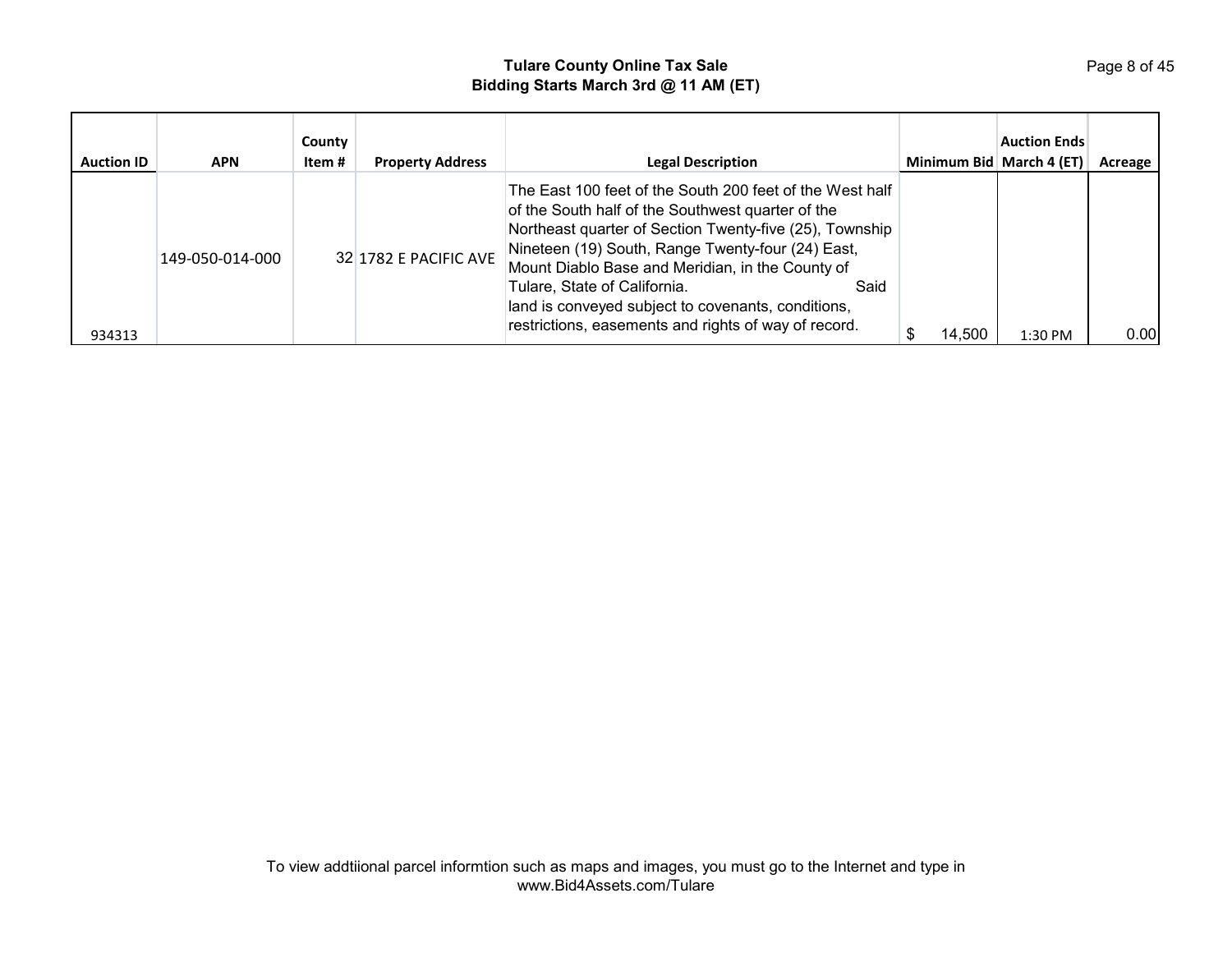**Tulare County Online Tax Sale**
**Bidding Starts March 3rd @ 11 AM (ET)**

| Auction ID | APN | County Item # | Property Address | Legal Description | Minimum Bid | Auction Ends March 4 (ET) | Acreage |
|---|---|---|---|---|---|---|---|
| 934313 | 149-050-014-000 | 32 | 1782 E PACIFIC AVE | The East 100 feet of the South 200 feet of the West half of the South half of the Southwest quarter of the Northeast quarter of Section Twenty-five (25), Township Nineteen (19) South, Range Twenty-four (24) East, Mount Diablo Base and Meridian, in the County of Tulare, State of California. Said land is conveyed subject to covenants, conditions, restrictions, easements and rights of way of record. | $ 14,500 | 1:30 PM | 0.00 |

To view addtiional parcel informtion such as maps and images, you must go to the Internet and type in www.Bid4Assets.com/Tulare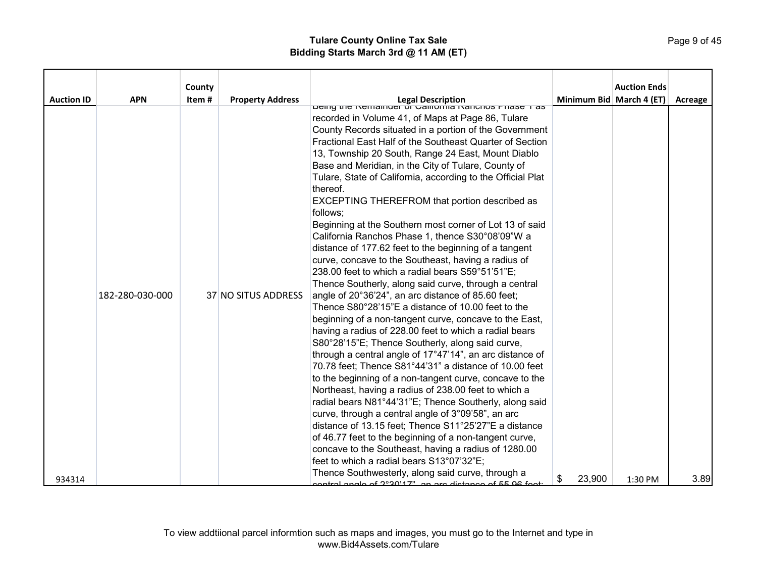| Auction ID | APN | County Item # | Property Address | Legal Description | Minimum Bid | Auction Ends March 4 (ET) | Acreage |
|---|---|---|---|---|---|---|---|
| 934314 | 182-280-030-000 | 37 | NO SITUS ADDRESS | Being the Remainder of California Ranchos Phase 1 as recorded in Volume 41, of Maps at Page 86, Tulare County Records situated in a portion of the Government Fractional East Half of the Southeast Quarter of Section 13, Township 20 South, Range 24 East, Mount Diablo Base and Meridian, in the City of Tulare, County of Tulare, State of California, according to the Official Plat thereof. EXCEPTING THEREFROM that portion described as follows; Beginning at the Southern most corner of Lot 13 of said California Ranchos Phase 1, thence S30°08'09"W a distance of 177.62 feet to the beginning of a tangent curve, concave to the Southeast, having a radius of 238.00 feet to which a radial bears S59°51'51"E; Thence Southerly, along said curve, through a central angle of 20°36'24", an arc distance of 85.60 feet; Thence S80°28'15"E a distance of 10.00 feet to the beginning of a non-tangent curve, concave to the East, having a radius of 228.00 feet to which a radial bears S80°28'15"E; Thence Southerly, along said curve, through a central angle of 17°47'14", an arc distance of 70.78 feet; Thence S81°44'31" a distance of 10.00 feet to the beginning of a non-tangent curve, concave to the Northeast, having a radius of 238.00 feet to which a radial bears N81°44'31"E; Thence Southerly, along said curve, through a central angle of 3°09'58", an arc distance of 13.15 feet; Thence S11°25'27"E a distance of 46.77 feet to the beginning of a non-tangent curve, concave to the Southeast, having a radius of 1280.00 feet to which a radial bears S13°07'32"E; Thence Southwesterly, along said curve, through a central angle of 2°30'17", an arc distance of 55.96 feet; | $ 23,900 | 1:30 PM | 3.89 |

To view addtiional parcel informtion such as maps and images, you must go to the Internet and type in www.Bid4Assets.com/Tulare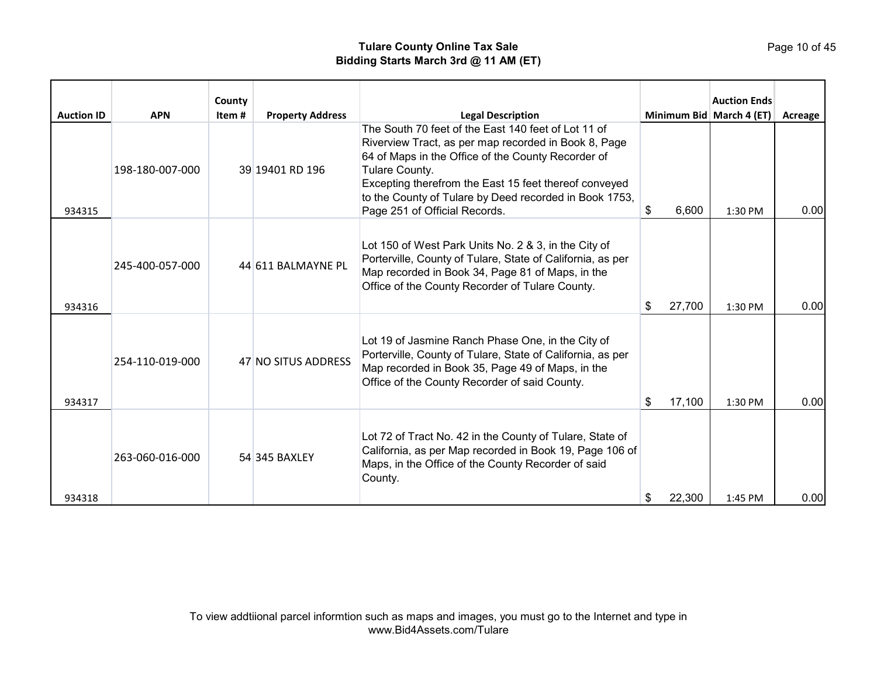**Tulare County Online Tax Sale**
**Bidding Starts March 3rd @ 11 AM (ET)**

| Auction ID | APN | County Item # | Property Address | Legal Description | Minimum Bid | Auction Ends March 4 (ET) | Acreage |
|---|---|---|---|---|---|---|---|
| 934315 | 198-180-007-000 | 39 | 19401 RD 196 | The South 70 feet of the East 140 feet of Lot 11 of Riverview Tract, as per map recorded in Book 8, Page 64 of Maps in the Office of the County Recorder of Tulare County. Excepting therefrom the East 15 feet thereof conveyed to the County of Tulare by Deed recorded in Book 1753, Page 251 of Official Records. | $ 6,600 | 1:30 PM | 0.00 |
| 934316 | 245-400-057-000 | 44 | 611 BALMAYNE PL | Lot 150 of West Park Units No. 2 & 3, in the City of Porterville, County of Tulare, State of California, as per Map recorded in Book 34, Page 81 of Maps, in the Office of the County Recorder of Tulare County. | $ 27,700 | 1:30 PM | 0.00 |
| 934317 | 254-110-019-000 | 47 | NO SITUS ADDRESS | Lot 19 of Jasmine Ranch Phase One, in the City of Porterville, County of Tulare, State of California, as per Map recorded in Book 35, Page 49 of Maps, in the Office of the County Recorder of said County. | $ 17,100 | 1:30 PM | 0.00 |
| 934318 | 263-060-016-000 | 54 | 345 BAXLEY | Lot 72 of Tract No. 42 in the County of Tulare, State of California, as per Map recorded in Book 19, Page 106 of Maps, in the Office of the County Recorder of said County. | $ 22,300 | 1:45 PM | 0.00 |

To view addtiional parcel informtion such as maps and images, you must go to the Internet and type in www.Bid4Assets.com/Tulare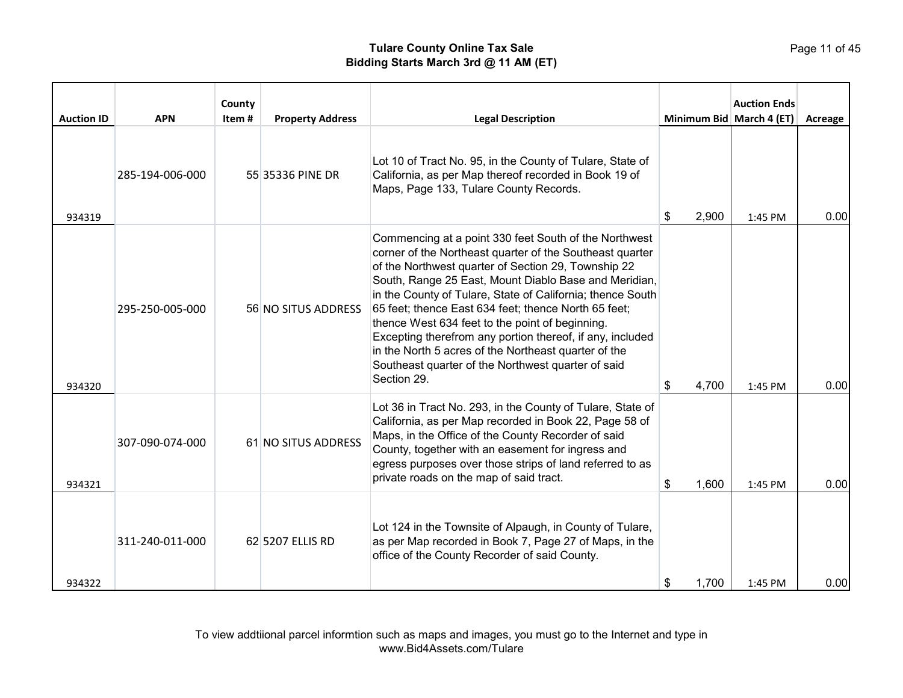**Tulare County Online Tax Sale**
**Bidding Starts March 3rd @ 11 AM (ET)**

| Auction ID | APN | County Item # | Property Address | Legal Description | Minimum Bid | Auction Ends March 4 (ET) | Acreage |
|---|---|---|---|---|---|---|---|
| 934319 | 285-194-006-000 | 55 | 35336 PINE DR | Lot 10 of Tract No. 95, in the County of Tulare, State of California, as per Map thereof recorded in Book 19 of Maps, Page 133, Tulare County Records. | $ 2,900 | 1:45 PM | 0.00 |
| 934320 | 295-250-005-000 | 56 | NO SITUS ADDRESS | Commencing at a point 330 feet South of the Northwest corner of the Northeast quarter of the Southeast quarter of the Northwest quarter of Section 29, Township 22 South, Range 25 East, Mount Diablo Base and Meridian, in the County of Tulare, State of California; thence South 65 feet; thence East 634 feet; thence North 65 feet; thence West 634 feet to the point of beginning. Excepting therefrom any portion thereof, if any, included in the North 5 acres of the Northeast quarter of the Southeast quarter of the Northwest quarter of said Section 29. | $ 4,700 | 1:45 PM | 0.00 |
| 934321 | 307-090-074-000 | 61 | NO SITUS ADDRESS | Lot 36 in Tract No. 293, in the County of Tulare, State of California, as per Map recorded in Book 22, Page 58 of Maps, in the Office of the County Recorder of said County, together with an easement for ingress and egress purposes over those strips of land referred to as private roads on the map of said tract. | $ 1,600 | 1:45 PM | 0.00 |
| 934322 | 311-240-011-000 | 62 | 5207 ELLIS RD | Lot 124 in the Townsite of Alpaugh, in County of Tulare, as per Map recorded in Book 7, Page 27 of Maps, in the office of the County Recorder of said County. | $ 1,700 | 1:45 PM | 0.00 |

To view addtiional parcel informtion such as maps and images, you must go to the Internet and type in www.Bid4Assets.com/Tulare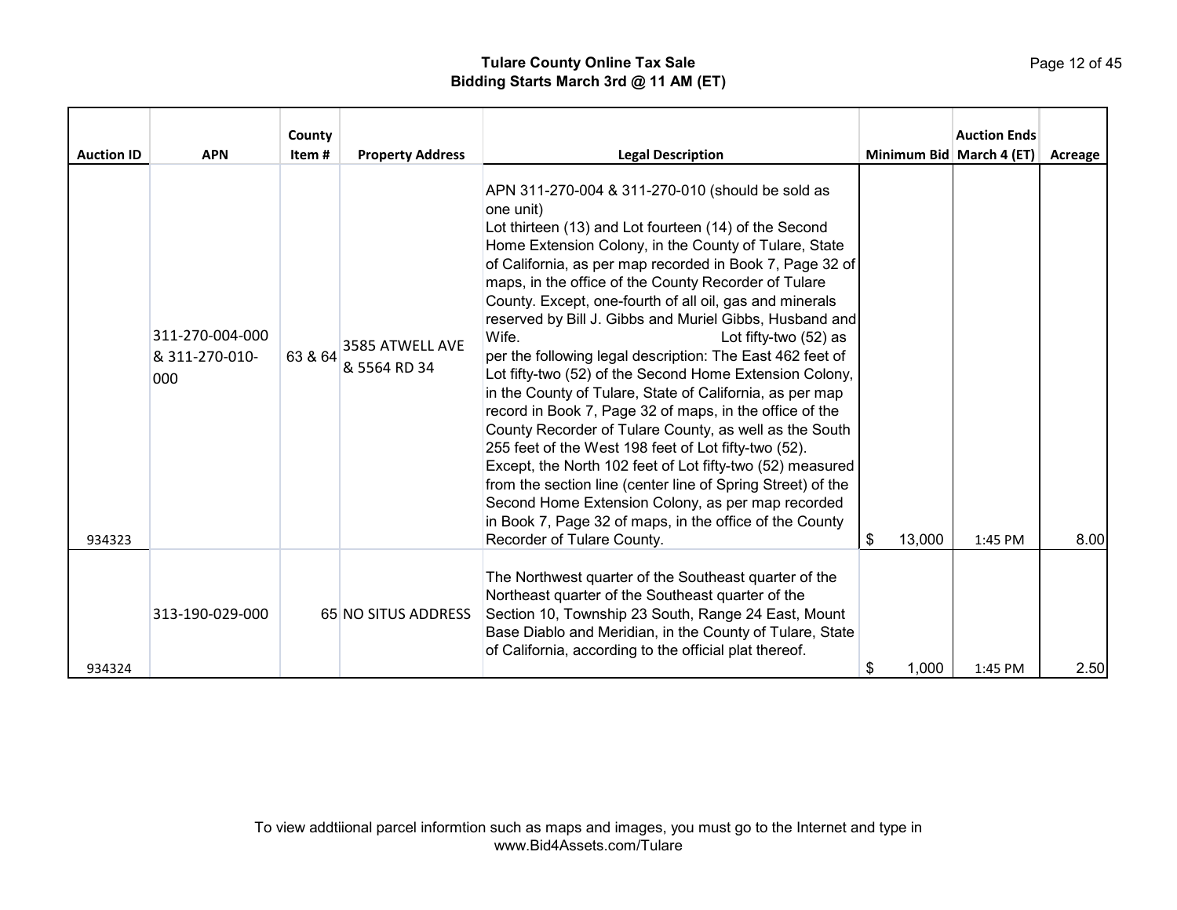**Tulare County Online Tax Sale**
**Bidding Starts March 3rd @ 11 AM (ET)**

| Auction ID | APN | County Item # | Property Address | Legal Description | Minimum Bid | Auction Ends March 4 (ET) | Acreage |
|---|---|---|---|---|---|---|---|
| 934323 | 311-270-004-000 & 311-270-010-000 | 63 & 64 | 3585 ATWELL AVE & 5564 RD 34 | APN 311-270-004 & 311-270-010 (should be sold as one unit) Lot thirteen (13) and Lot fourteen (14) of the Second Home Extension Colony, in the County of Tulare, State of California, as per map recorded in Book 7, Page 32 of maps, in the office of the County Recorder of Tulare County. Except, one-fourth of all oil, gas and minerals reserved by Bill J. Gibbs and Muriel Gibbs, Husband and Wife. Lot fifty-two (52) as per the following legal description: The East 462 feet of Lot fifty-two (52) of the Second Home Extension Colony, in the County of Tulare, State of California, as per map record in Book 7, Page 32 of maps, in the office of the County Recorder of Tulare County, as well as the South 255 feet of the West 198 feet of Lot fifty-two (52). Except, the North 102 feet of Lot fifty-two (52) measured from the section line (center line of Spring Street) of the Second Home Extension Colony, as per map recorded in Book 7, Page 32 of maps, in the office of the County Recorder of Tulare County. | $ 13,000 | 1:45 PM | 8.00 |
| 934324 | 313-190-029-000 | 65 | NO SITUS ADDRESS | The Northwest quarter of the Southeast quarter of the Northeast quarter of the Southeast quarter of the Section 10, Township 23 South, Range 24 East, Mount Base Diablo and Meridian, in the County of Tulare, State of California, according to the official plat thereof. | $ 1,000 | 1:45 PM | 2.50 |

To view addtiional parcel informtion such as maps and images, you must go to the Internet and type in www.Bid4Assets.com/Tulare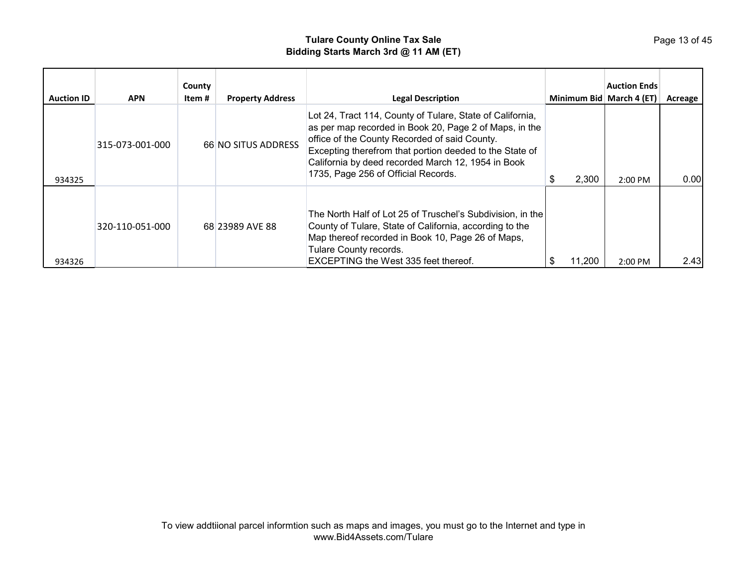**Tulare County Online Tax Sale**
**Bidding Starts March 3rd @ 11 AM (ET)**

| Auction ID | APN | County Item # | Property Address | Legal Description | Minimum Bid | Auction Ends March 4 (ET) | Acreage |
|---|---|---|---|---|---|---|---|
| 934325 | 315-073-001-000 | 66 | NO SITUS ADDRESS | Lot 24, Tract 114, County of Tulare, State of California, as per map recorded in Book 20, Page 2 of Maps, in the office of the County Recorded of said County. Excepting therefrom that portion deeded to the State of California by deed recorded March 12, 1954 in Book 1735, Page 256 of Official Records. | $ 2,300 | 2:00 PM | 0.00 |
| 934326 | 320-110-051-000 | 68 | 23989 AVE 88 | The North Half of Lot 25 of Truschel's Subdivision, in the County of Tulare, State of California, according to the Map thereof recorded in Book 10, Page 26 of Maps, Tulare County records. EXCEPTING the West 335 feet thereof. | $ 11,200 | 2:00 PM | 2.43 |

To view addtiional parcel informtion such as maps and images, you must go to the Internet and type in www.Bid4Assets.com/Tulare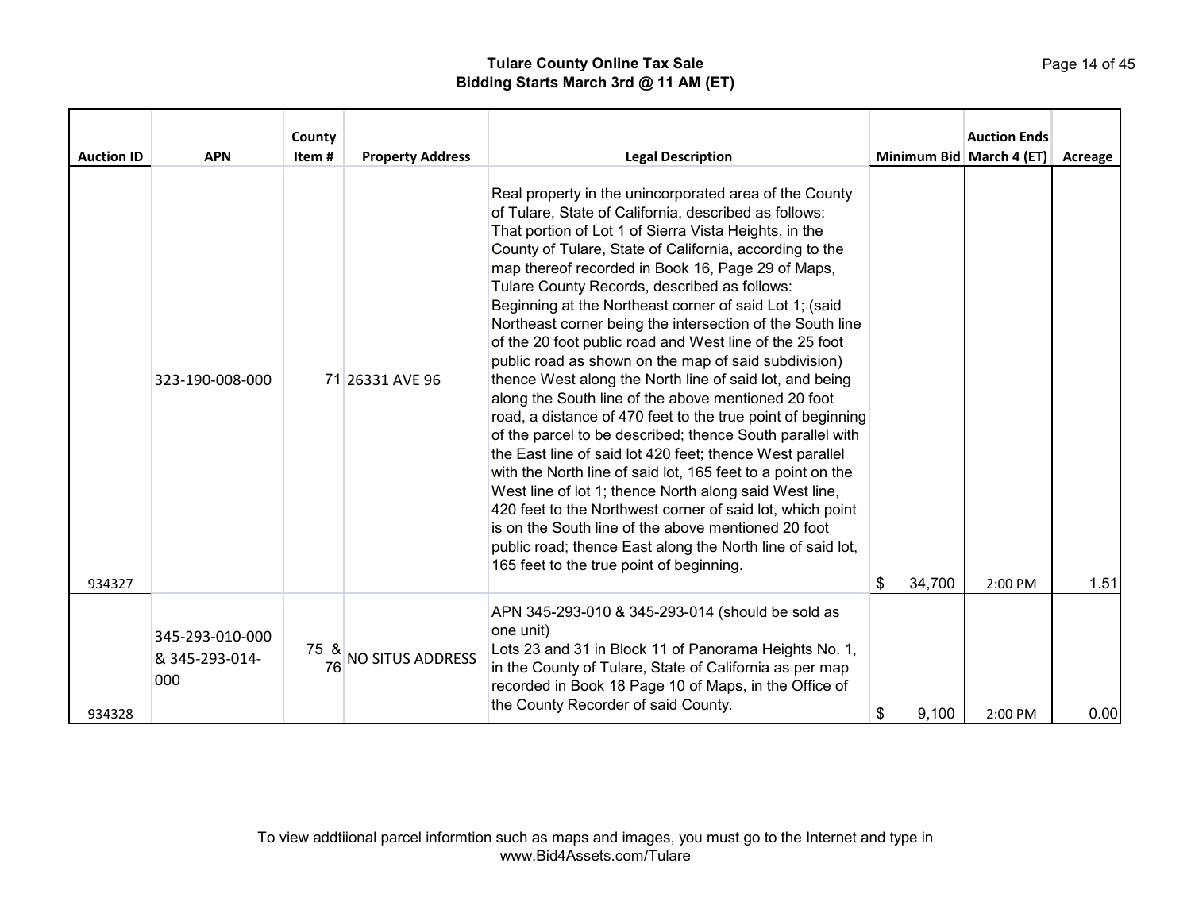**Tulare County Online Tax Sale**
**Bidding Starts March 3rd @ 11 AM (ET)**

| Auction ID | APN | County Item # | Property Address | Legal Description | Minimum Bid | Auction Ends March 4 (ET) | Acreage |
|---|---|---|---|---|---|---|---|
| 934327 | 323-190-008-000 | 71 | 26331 AVE 96 | Real property in the unincorporated area of the County of Tulare, State of California, described as follows: That portion of Lot 1 of Sierra Vista Heights, in the County of Tulare, State of California, according to the map thereof recorded in Book 16, Page 29 of Maps, Tulare County Records, described as follows: Beginning at the Northeast corner of said Lot 1; (said Northeast corner being the intersection of the South line of the 20 foot public road and West line of the 25 foot public road as shown on the map of said subdivision) thence West along the North line of said lot, and being along the South line of the above mentioned 20 foot road, a distance of 470 feet to the true point of beginning of the parcel to be described; thence South parallel with the East line of said lot 420 feet; thence West parallel with the North line of said lot, 165 feet to a point on the West line of lot 1; thence North along said West line, 420 feet to the Northwest corner of said lot, which point is on the South line of the above mentioned 20 foot public road; thence East along the North line of said lot, 165 feet to the true point of beginning. | $ 34,700 | 2:00 PM | 1.51 |
| 934328 | 345-293-010-000 & 345-293-014-000 | 75 & 76 | NO SITUS ADDRESS | APN 345-293-010 & 345-293-014 (should be sold as one unit) Lots 23 and 31 in Block 11 of Panorama Heights No. 1, in the County of Tulare, State of California as per map recorded in Book 18 Page 10 of Maps, in the Office of the County Recorder of said County. | $ 9,100 | 2:00 PM | 0.00 |

To view addtiional parcel informtion such as maps and images, you must go to the Internet and type in www.Bid4Assets.com/Tulare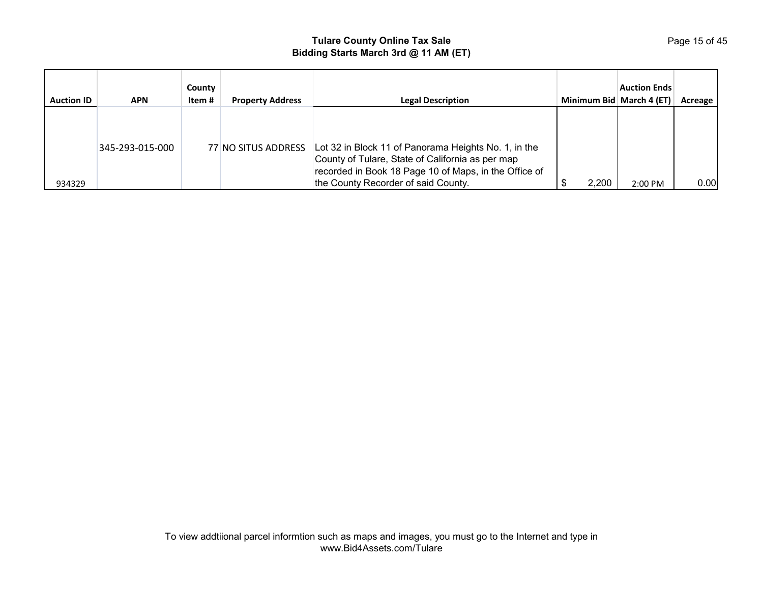# Tulare County Online Tax Sale
## Bidding Starts March 3rd @ 11 AM (ET)

| Auction ID | APN | County Item # | Property Address | Legal Description | Minimum Bid | Auction Ends March 4 (ET) | Acreage |
|---|---|---|---|---|---|---|---|
| 934329 | 345-293-015-000 | 77 | NO SITUS ADDRESS | Lot 32 in Block 11 of Panorama Heights No. 1, in the County of Tulare, State of California as per map recorded in Book 18 Page 10 of Maps, in the Office of the County Recorder of said County. | $ 2,200 | 2:00 PM | 0.00 |

To view addtiional parcel informtion such as maps and images, you must go to the Internet and type in www.Bid4Assets.com/Tulare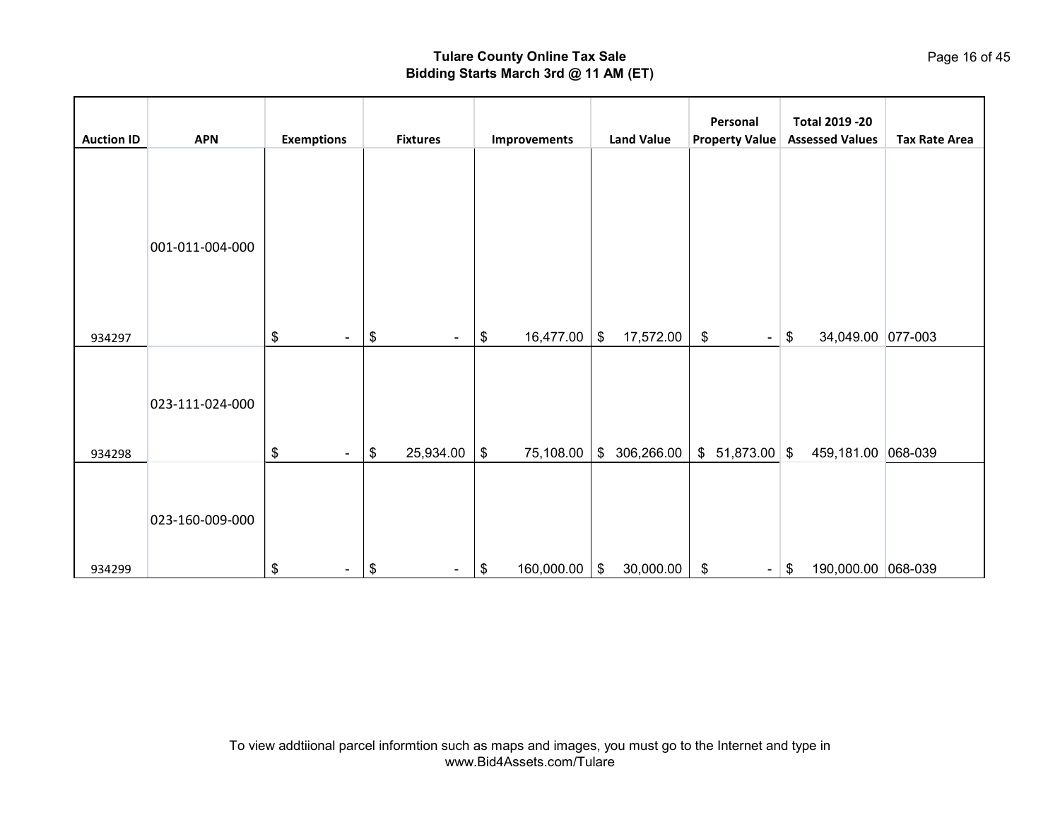**Tulare County Online Tax Sale**
**Bidding Starts March 3rd @ 11 AM (ET)**

| Auction ID | APN | Exemptions | Fixtures | Improvements | Land Value | Personal Property Value | Total 2019 -20 Assessed Values | Tax Rate Area |
|---|---|---|---|---|---|---|---|---|
| 934297 | 001-011-004-000 | $ - | $ - | $ 16,477.00 | $ 17,572.00 | $ - | $ 34,049.00 | 077-003 |
| 934298 | 023-111-024-000 | $ - | $ 25,934.00 | $ 75,108.00 | $ 306,266.00 | $ 51,873.00 | $ 459,181.00 | 068-039 |
| 934299 | 023-160-009-000 | $ - | $ - | $ 160,000.00 | $ 30,000.00 | $ - | $ 190,000.00 | 068-039 |

To view addtiional parcel informtion such as maps and images, you must go to the Internet and type in www.Bid4Assets.com/Tulare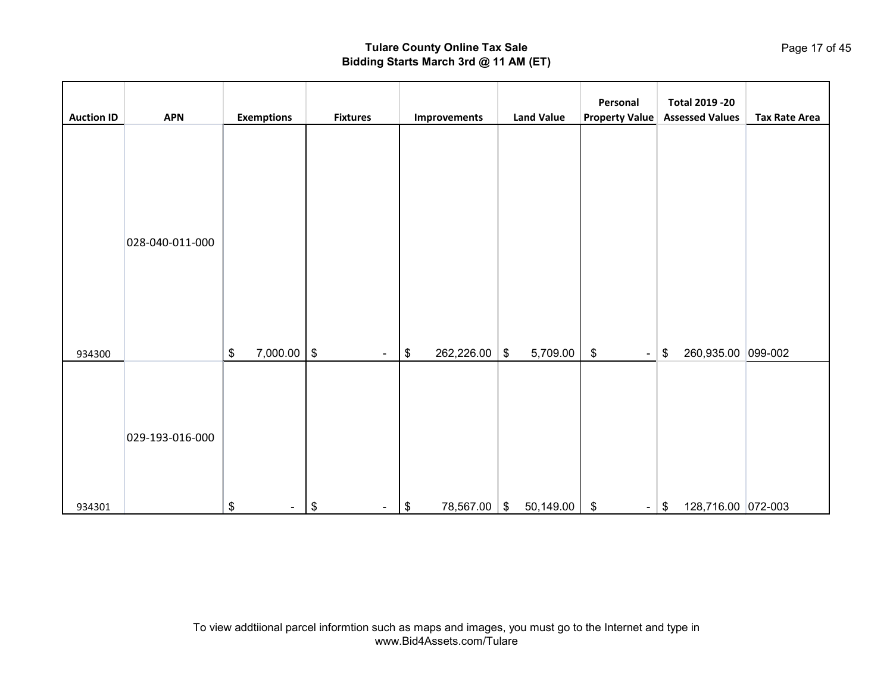# Tulare County Online Tax Sale
## Bidding Starts March 3rd @ 11 AM (ET)

| Auction ID | APN | Exemptions | Fixtures | Improvements | Land Value | Personal Property Value | Total 2019 -20 Assessed Values | Tax Rate Area |
|---|---|---|---|---|---|---|---|---|
| 934300 | 028-040-011-000 | $ 7,000.00 | $ - | $ 262,226.00 | $ 5,709.00 | $ - | $ 260,935.00 | 099-002 |
| 934301 | 029-193-016-000 | $ - | $ - | $ 78,567.00 | $ 50,149.00 | $ - | $ 128,716.00 | 072-003 |

To view addtiional parcel informtion such as maps and images, you must go to the Internet and type in www.Bid4Assets.com/Tulare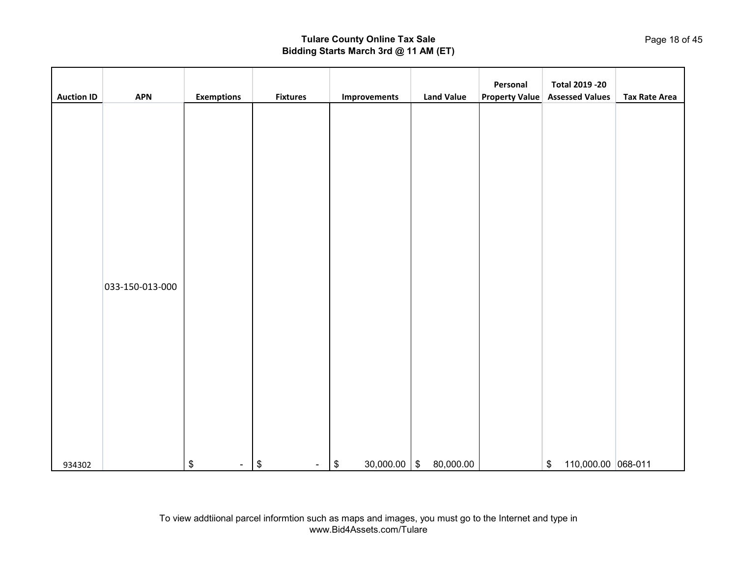## Tulare County Online Tax Sale
## Bidding Starts March 3rd @ 11 AM (ET)

| Auction ID | APN | Exemptions | Fixtures | Improvements | Land Value | Personal Property Value | Total 2019 -20 Assessed Values | Tax Rate Area |
|---|---|---|---|---|---|---|---|---|
| 934302 | 033-150-013-000 | $ - | $ - | $ 30,000.00 | $ 80,000.00 | | $ 110,000.00 | 068-011 |

To view addtiional parcel informtion such as maps and images, you must go to the Internet and type in www.Bid4Assets.com/Tulare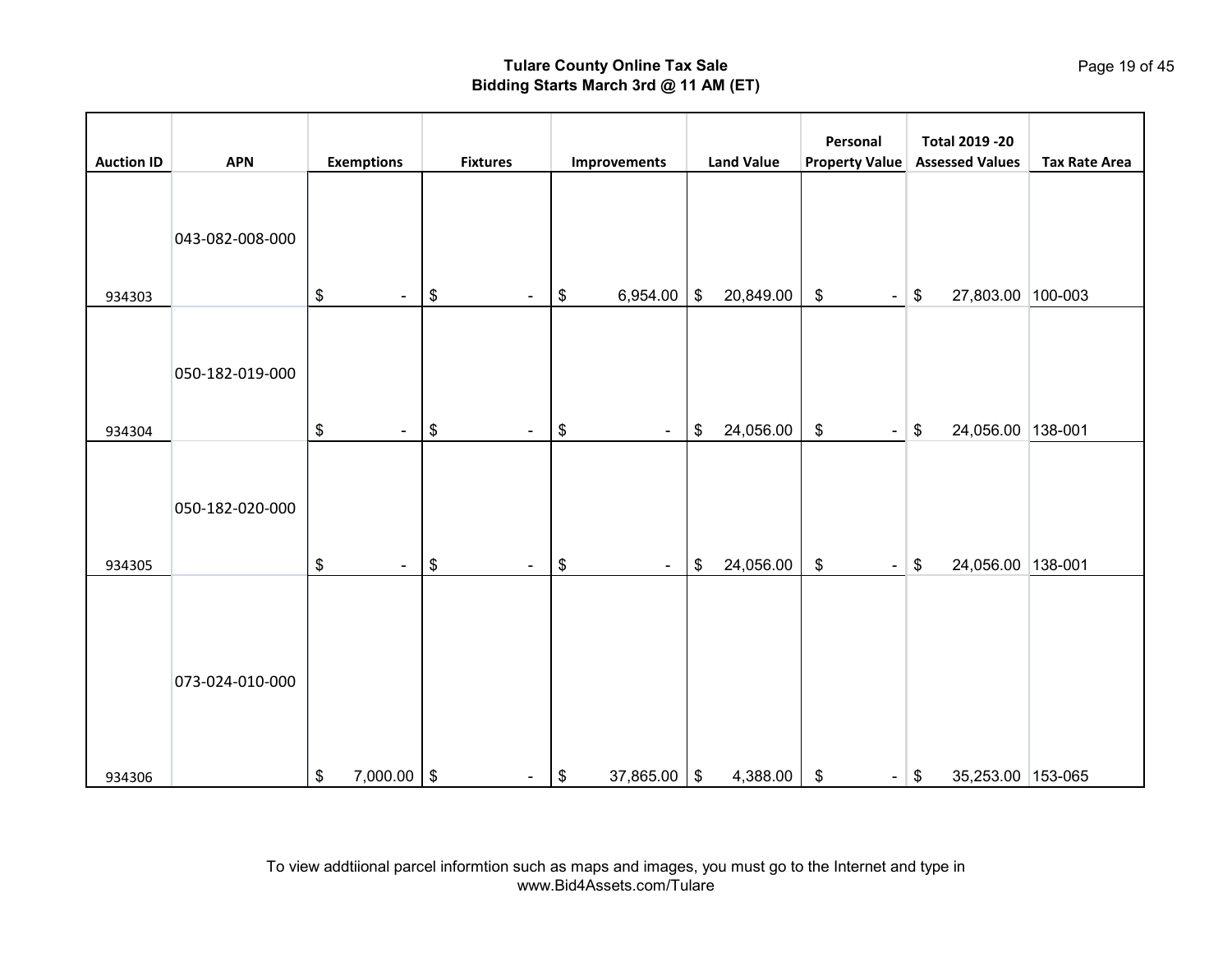**Tulare County Online Tax Sale**
**Bidding Starts March 3rd @ 11 AM (ET)**

| Auction ID | APN | Exemptions | Fixtures | Improvements | Land Value | Personal Property Value | Total 2019 -20 Assessed Values | Tax Rate Area |
|---|---|---|---|---|---|---|---|---|
| 934303 | 043-082-008-000 | $ - | $ - | $ 6,954.00 | $ 20,849.00 | $ - | $ 27,803.00 | 100-003 |
| 934304 | 050-182-019-000 | $ - | $ - | $ - | $ 24,056.00 | $ - | $ 24,056.00 | 138-001 |
| 934305 | 050-182-020-000 | $ - | $ - | $ - | $ 24,056.00 | $ - | $ 24,056.00 | 138-001 |
| 934306 | 073-024-010-000 | $ 7,000.00 | $ - | $ 37,865.00 | $ 4,388.00 | $ - | $ 35,253.00 | 153-065 |

To view addtiional parcel informtion such as maps and images, you must go to the Internet and type in www.Bid4Assets.com/Tulare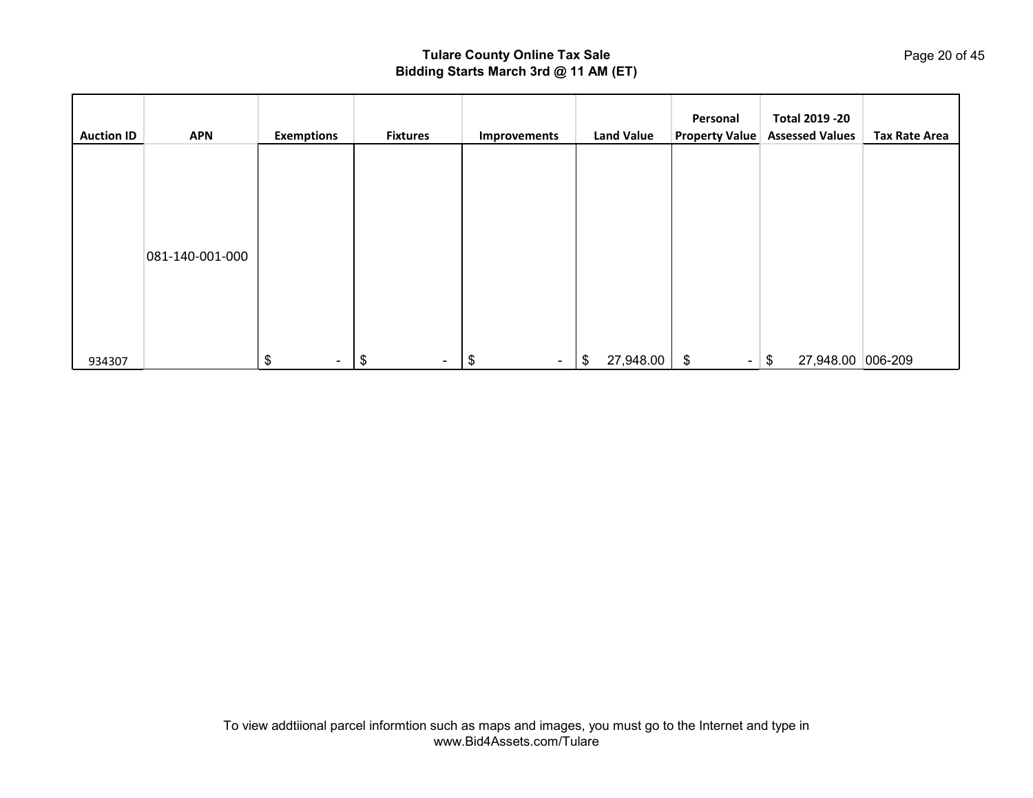**Tulare County Online Tax Sale**
**Bidding Starts March 3rd @ 11 AM (ET)**

| Auction ID | APN | Exemptions | Fixtures | Improvements | Land Value | Personal Property Value | Total 2019 -20 Assessed Values | Tax Rate Area |
|---|---|---|---|---|---|---|---|---|
| 934307 | 081-140-001-000 | $ - | $ - | $ - | $ 27,948.00 | $ - | $ 27,948.00 | 006-209 |

To view addtiional parcel informtion such as maps and images, you must go to the Internet and type in www.Bid4Assets.com/Tulare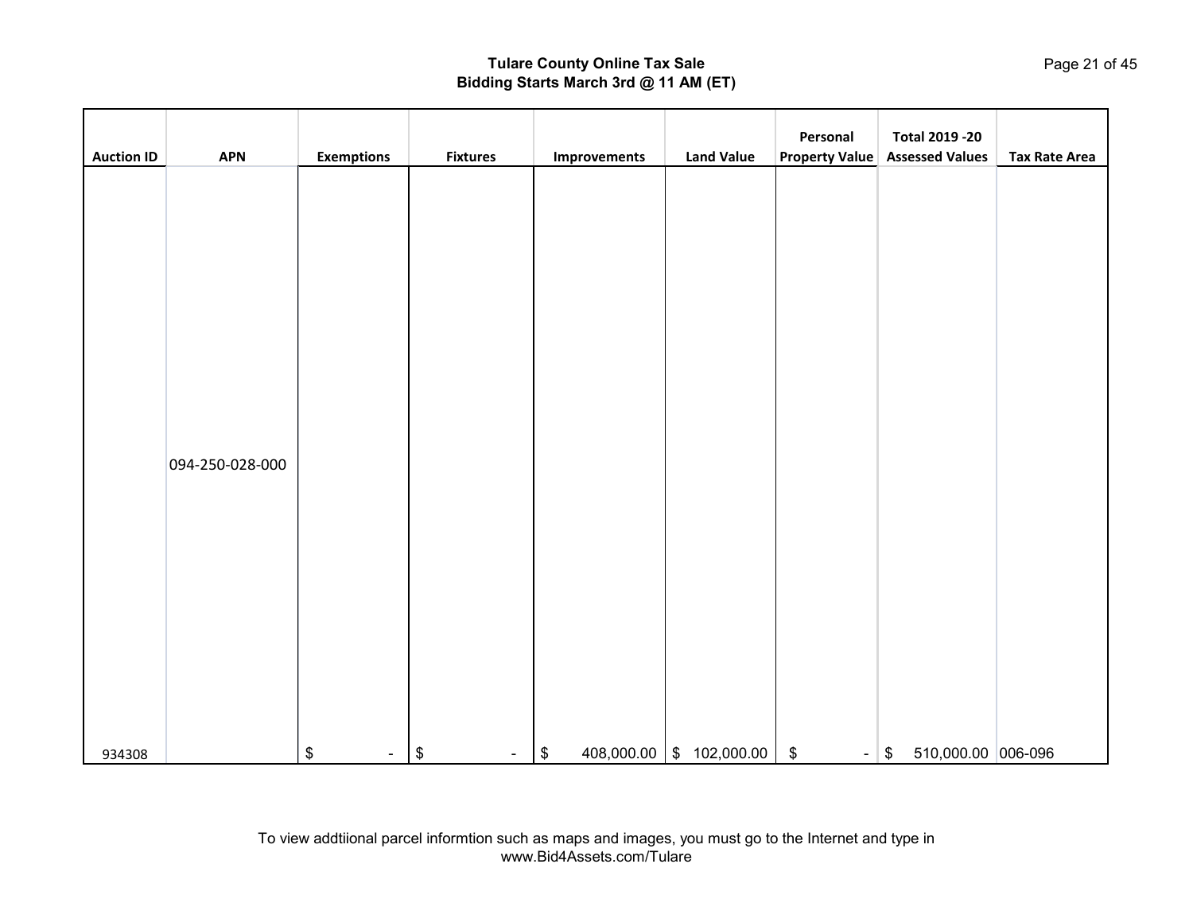# Tulare County Online Tax Sale
## Bidding Starts March 3rd @ 11 AM (ET)

| Auction ID | APN | Exemptions | Fixtures | Improvements | Land Value | Personal Property Value | Total 2019 -20 Assessed Values | Tax Rate Area |
|---|---|---|---|---|---|---|---|---|
| 934308 | 094-250-028-000 | $ - | $ - | $ 408,000.00 | $ 102,000.00 | $ - | $ 510,000.00 | 006-096 |

To view addtiional parcel informtion such as maps and images, you must go to the Internet and type in www.Bid4Assets.com/Tulare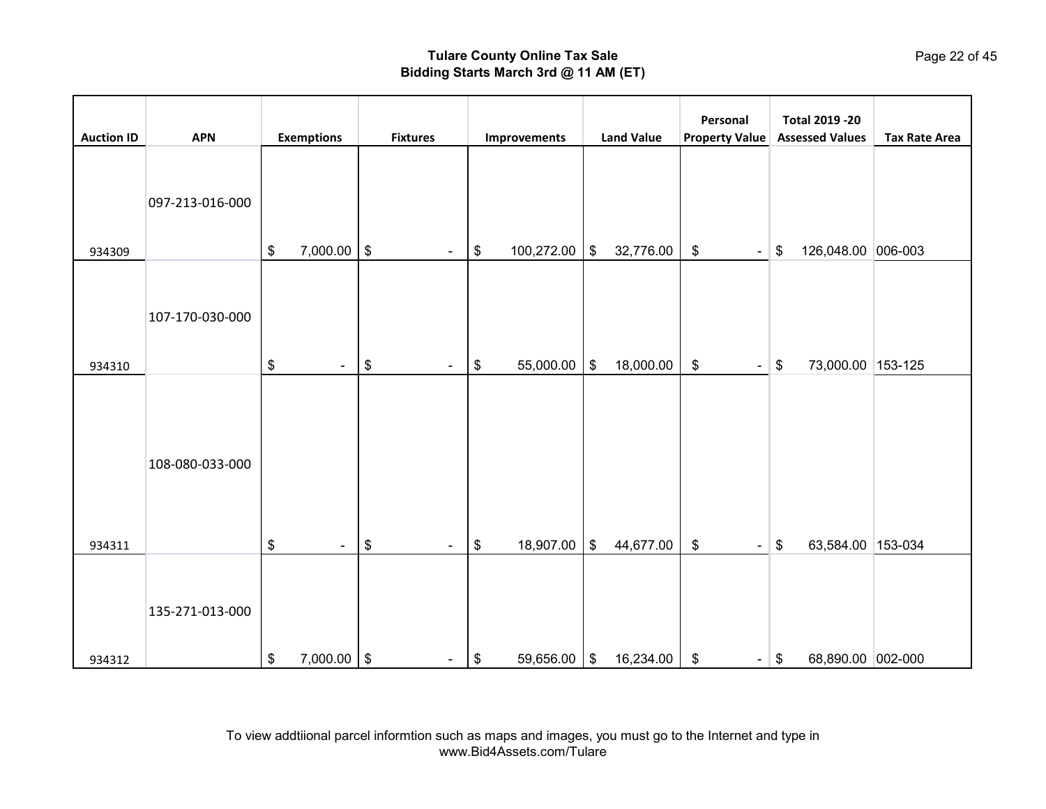**Tulare County Online Tax Sale**
**Bidding Starts March 3rd @ 11 AM (ET)**

| Auction ID | APN | Exemptions | Fixtures | Improvements | Land Value | Personal Property Value | Total 2019 -20 Assessed Values | Tax Rate Area |
|---|---|---|---|---|---|---|---|---|
| 934309 | 097-213-016-000 | $ 7,000.00 | $ - | $ 100,272.00 | $ 32,776.00 | $ - | $ 126,048.00 | 006-003 |
| 934310 | 107-170-030-000 | $ - | $ - | $ 55,000.00 | $ 18,000.00 | $ - | $ 73,000.00 | 153-125 |
| 934311 | 108-080-033-000 | $ - | $ - | $ 18,907.00 | $ 44,677.00 | $ - | $ 63,584.00 | 153-034 |
| 934312 | 135-271-013-000 | $ 7,000.00 | $ - | $ 59,656.00 | $ 16,234.00 | $ - | $ 68,890.00 | 002-000 |

To view addtiional parcel informtion such as maps and images, you must go to the Internet and type in www.Bid4Assets.com/Tulare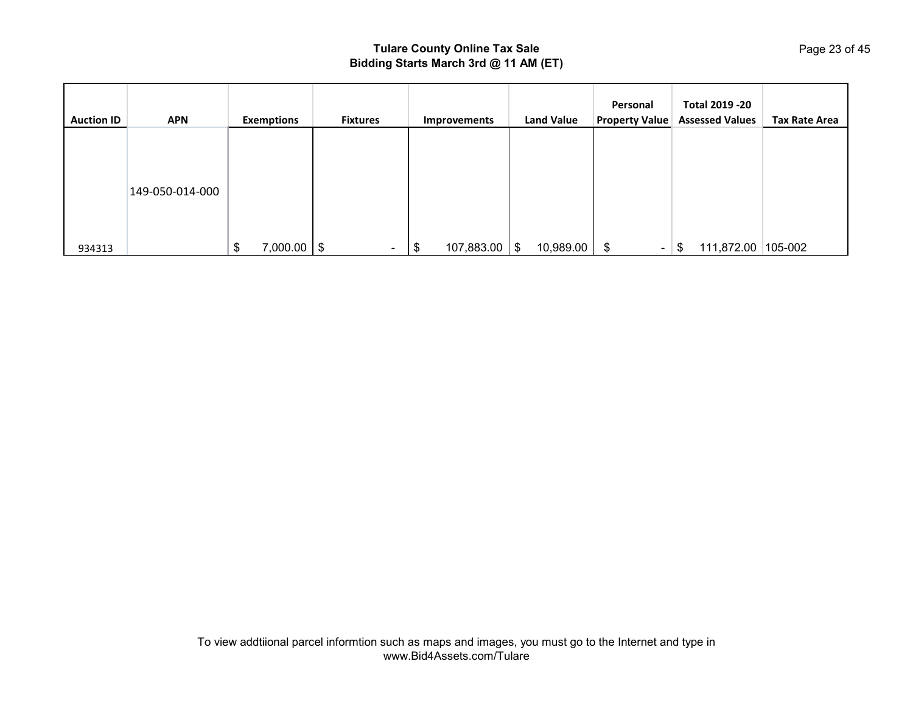# Tulare County Online Tax Sale

## Bidding Starts March 3rd @ 11 AM (ET)

| Auction ID | APN | Exemptions | Fixtures | Improvements | Land Value | Personal Property Value | Total 2019 -20 Assessed Values | Tax Rate Area |
|---|---|---|---|---|---|---|---|---|
| 934313 | 149-050-014-000 | $ 7,000.00 | $ - | $ 107,883.00 | $ 10,989.00 | $ - | $ 111,872.00 | 105-002 |

To view addtiional parcel informtion such as maps and images, you must go to the Internet and type in www.Bid4Assets.com/Tulare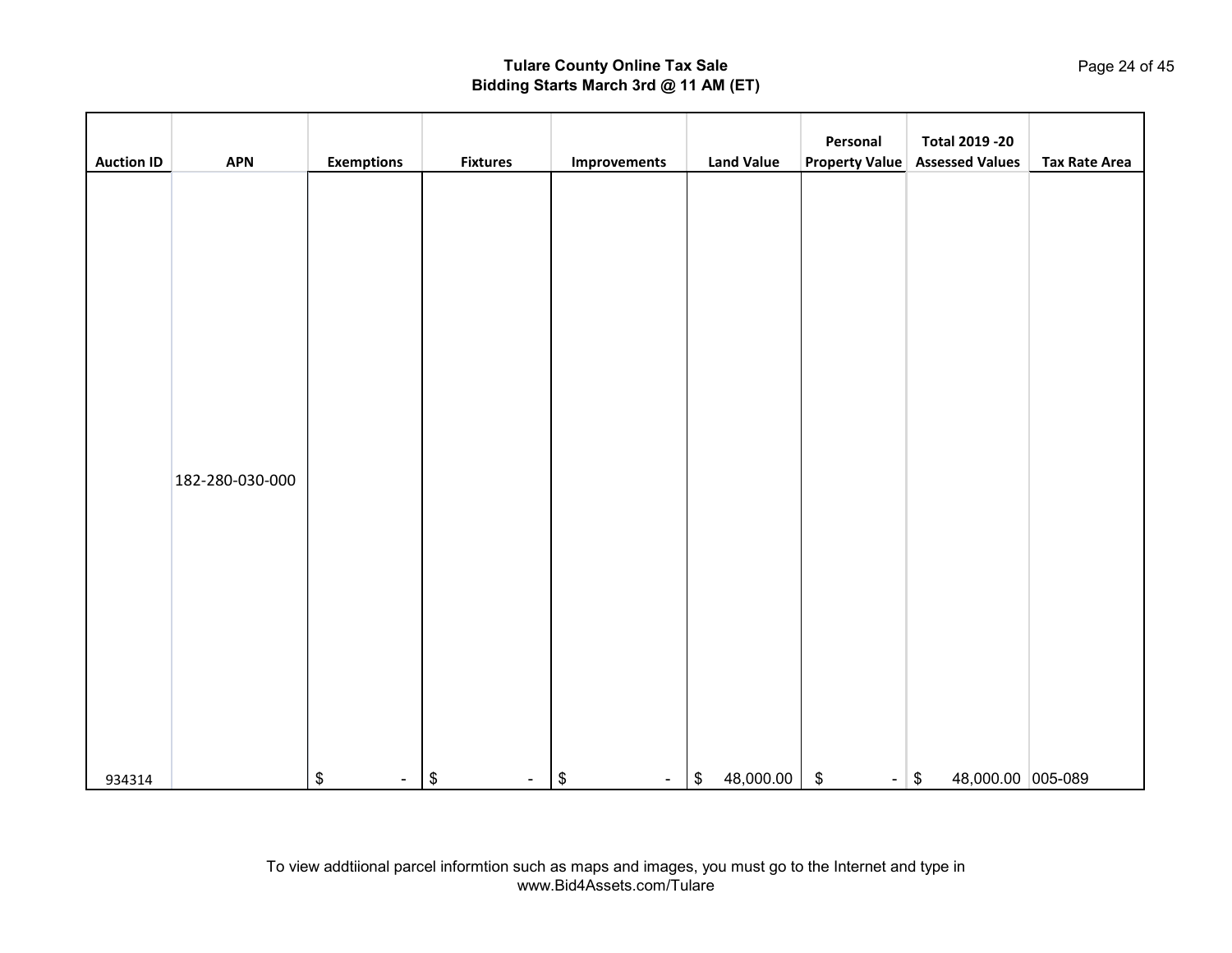# Tulare County Online Tax Sale
## Bidding Starts March 3rd @ 11 AM (ET)

| Auction ID | APN | Exemptions | Fixtures | Improvements | Land Value | Personal Property Value | Total 2019 -20 Assessed Values | Tax Rate Area |
|---|---|---|---|---|---|---|---|---|
| 934314 | 182-280-030-000 | $ - | $ - | $ - | $ 48,000.00 | $ - | $ 48,000.00 | 005-089 |

To view addtiional parcel informtion such as maps and images, you must go to the Internet and type in www.Bid4Assets.com/Tulare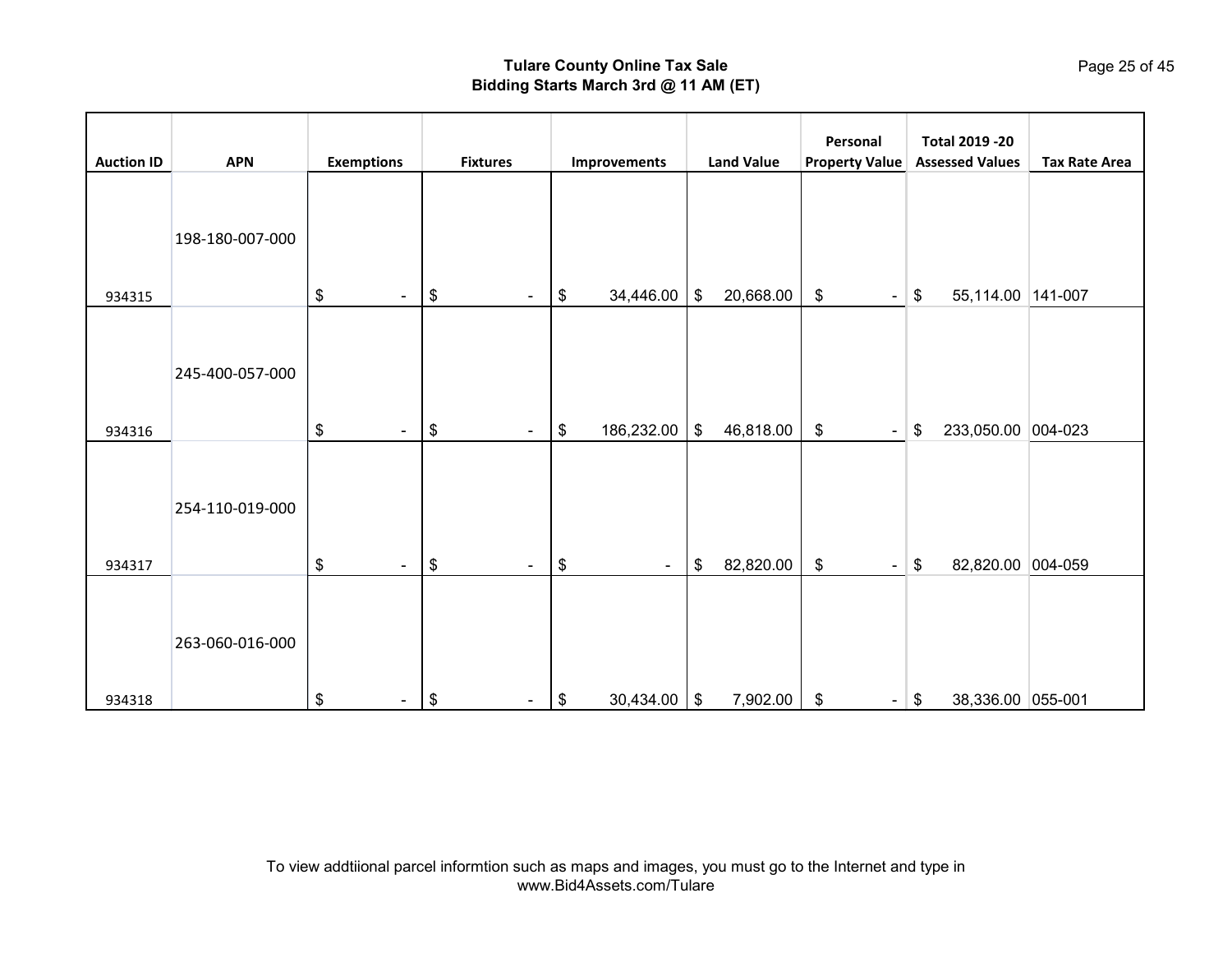**Tulare County Online Tax Sale**
**Bidding Starts March 3rd @ 11 AM (ET)**

| Auction ID | APN | Exemptions | Fixtures | Improvements | Land Value | Personal Property Value | Total 2019 -20 Assessed Values | Tax Rate Area |
|---|---|---|---|---|---|---|---|---|
| 934315 | 198-180-007-000 | $ - | $ - | $ 34,446.00 | $ 20,668.00 | $ - | $ 55,114.00 | 141-007 |
| 934316 | 245-400-057-000 | $ - | $ - | $ 186,232.00 | $ 46,818.00 | $ - | $ 233,050.00 | 004-023 |
| 934317 | 254-110-019-000 | $ - | $ - | $ - | $ 82,820.00 | $ - | $ 82,820.00 | 004-059 |
| 934318 | 263-060-016-000 | $ - | $ - | $ 30,434.00 | $ 7,902.00 | $ - | $ 38,336.00 | 055-001 |

To view addtiional parcel informtion such as maps and images, you must go to the Internet and type in www.Bid4Assets.com/Tulare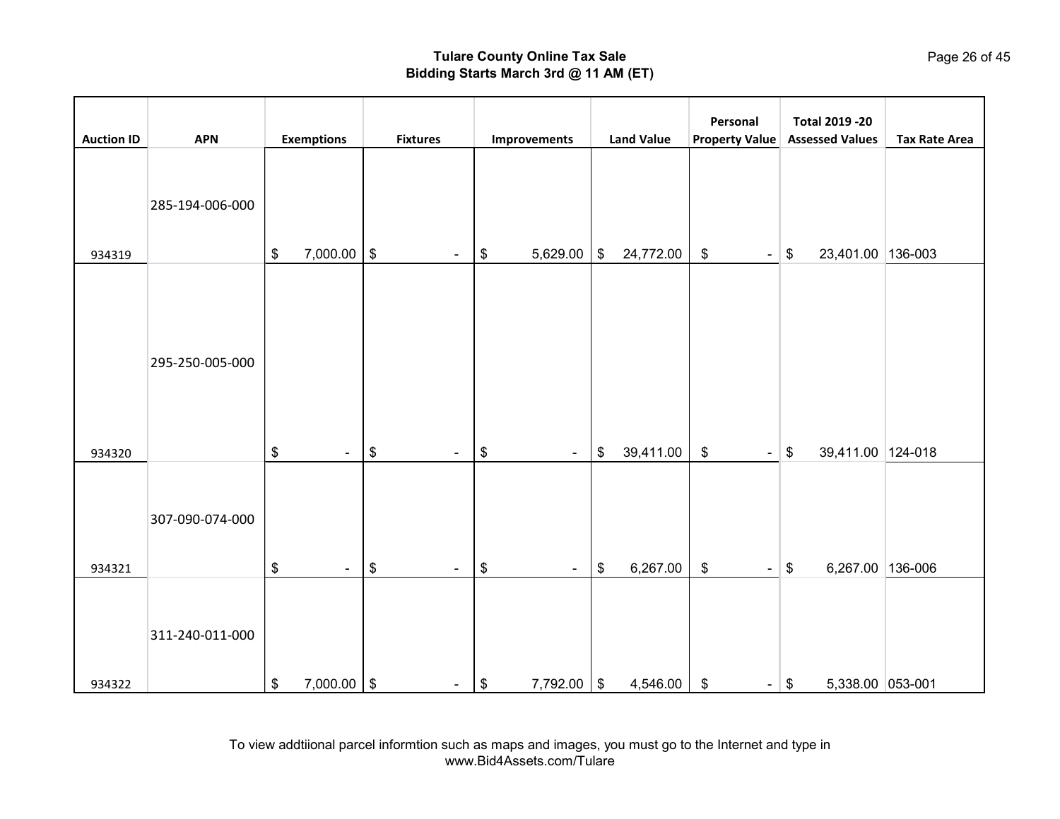**Tulare County Online Tax Sale**
**Bidding Starts March 3rd @ 11 AM (ET)**

| Auction ID | APN | Exemptions | Fixtures | Improvements | Land Value | Personal Property Value | Total 2019 -20 Assessed Values | Tax Rate Area |
|---|---|---|---|---|---|---|---|---|
| 934319 | 285-194-006-000 | $ 7,000.00 | $ - | $ 5,629.00 | $ 24,772.00 | $ - | $ 23,401.00 | 136-003 |
| 934320 | 295-250-005-000 | $ - | $ - | $ - | $ 39,411.00 | $ - | $ 39,411.00 | 124-018 |
| 934321 | 307-090-074-000 | $ - | $ - | $ - | $ 6,267.00 | $ - | $ 6,267.00 | 136-006 |
| 934322 | 311-240-011-000 | $ 7,000.00 | $ - | $ 7,792.00 | $ 4,546.00 | $ - | $ 5,338.00 | 053-001 |

To view addtiional parcel informtion such as maps and images, you must go to the Internet and type in www.Bid4Assets.com/Tulare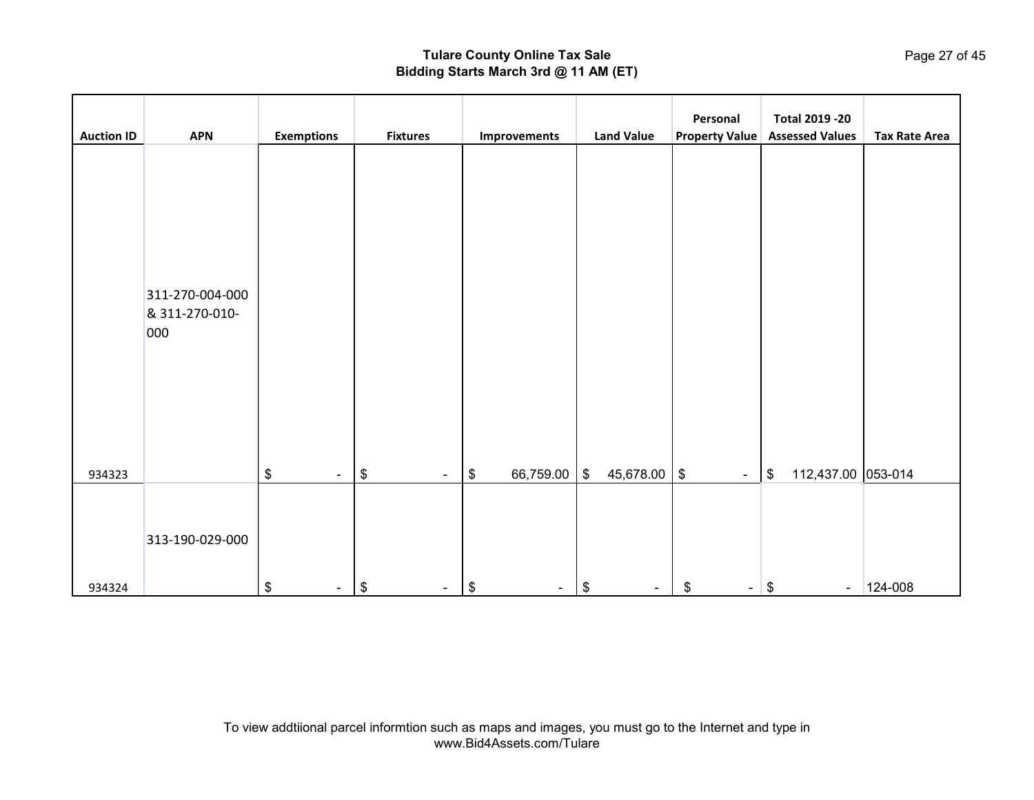## Tulare County Online Tax Sale
## Bidding Starts March 3rd @ 11 AM (ET)

| Auction ID | APN | Exemptions | Fixtures | Improvements | Land Value | Personal Property Value | Total 2019 -20 Assessed Values | Tax Rate Area |
|---|---|---|---|---|---|---|---|---|
| 934323 | 311-270-004-000 & 311-270-010-000 | $ - | $ - | $ 66,759.00 | $ 45,678.00 | $ - | $ 112,437.00 | 053-014 |
| 934324 | 313-190-029-000 | $ - | $ - | $ - | $ - | $ - | $ - | 124-008 |

To view addtiional parcel informtion such as maps and images, you must go to the Internet and type in www.Bid4Assets.com/Tulare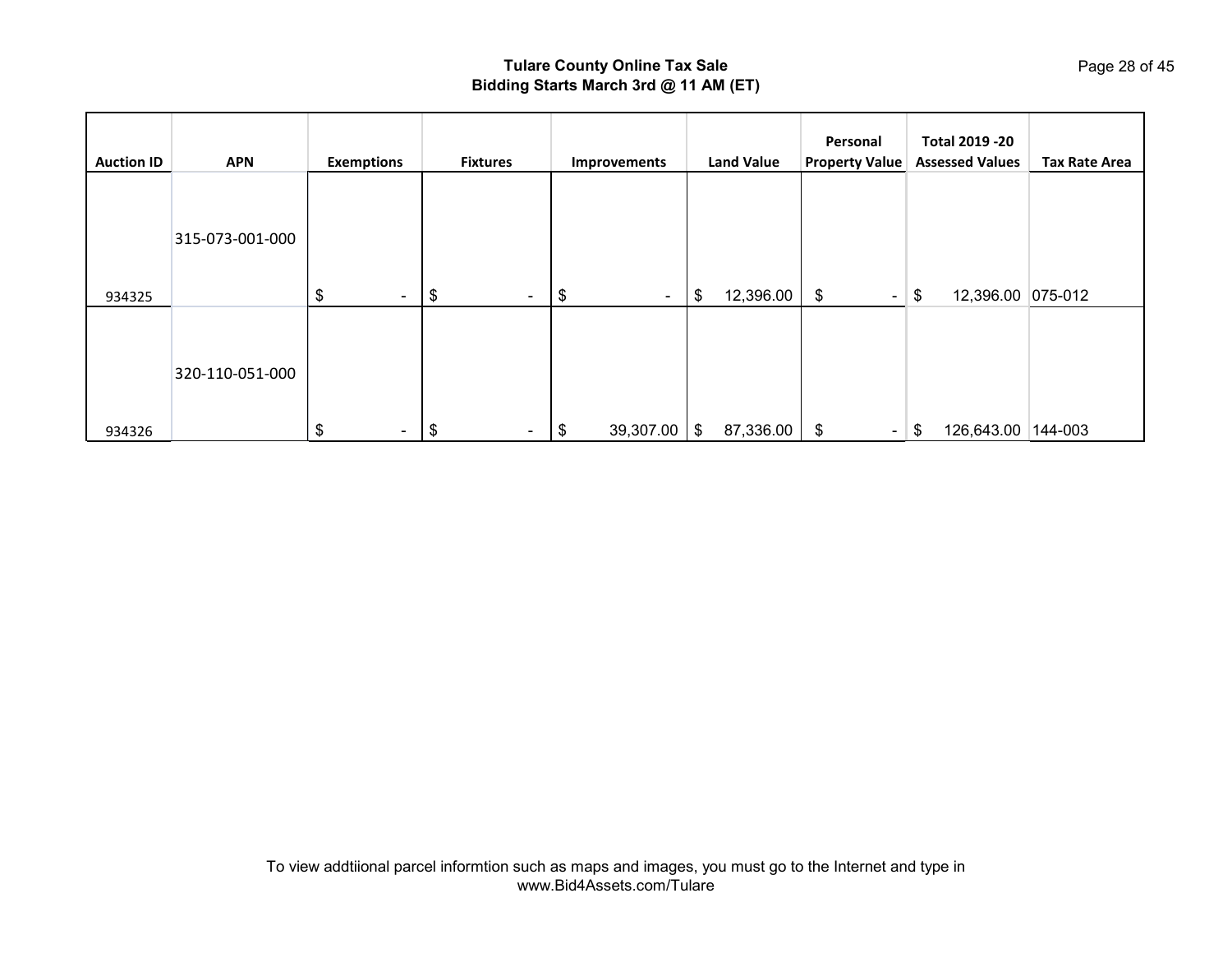**Tulare County Online Tax Sale**
**Bidding Starts March 3rd @ 11 AM (ET)**

| Auction ID | APN | Exemptions | Fixtures | Improvements | Land Value | Personal Property Value | Total 2019 -20 Assessed Values | Tax Rate Area |
|---|---|---|---|---|---|---|---|---|
| 934325 | 315-073-001-000 | $ - | $ - | $ - | $ 12,396.00 | $ - | $ 12,396.00 | 075-012 |
| 934326 | 320-110-051-000 | $ - | $ - | $ 39,307.00 | $ 87,336.00 | $ - | $ 126,643.00 | 144-003 |

To view addtiional parcel informtion such as maps and images, you must go to the Internet and type in www.Bid4Assets.com/Tulare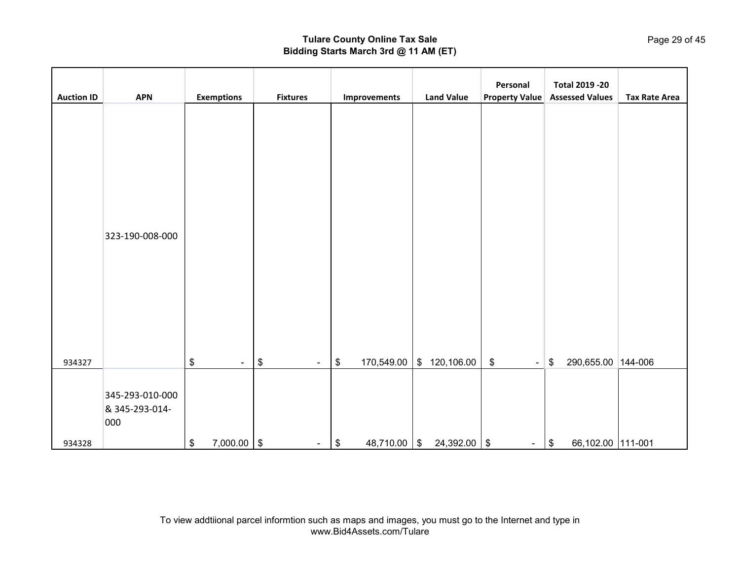**Tulare County Online Tax Sale**
**Bidding Starts March 3rd @ 11 AM (ET)**

| Auction ID | APN | Exemptions | Fixtures | Improvements | Land Value | Personal Property Value | Total 2019 -20 Assessed Values | Tax Rate Area |
|---|---|---|---|---|---|---|---|---|
| 934327 | 323-190-008-000 | $ - | $ - | $ 170,549.00 | $ 120,106.00 | $ - | $ 290,655.00 | 144-006 |
| 934328 | 345-293-010-000 & 345-293-014-000 | $ 7,000.00 | $ - | $ 48,710.00 | $ 24,392.00 | $ - | $ 66,102.00 | 111-001 |

To view addtiional parcel informtion such as maps and images, you must go to the Internet and type in www.Bid4Assets.com/Tulare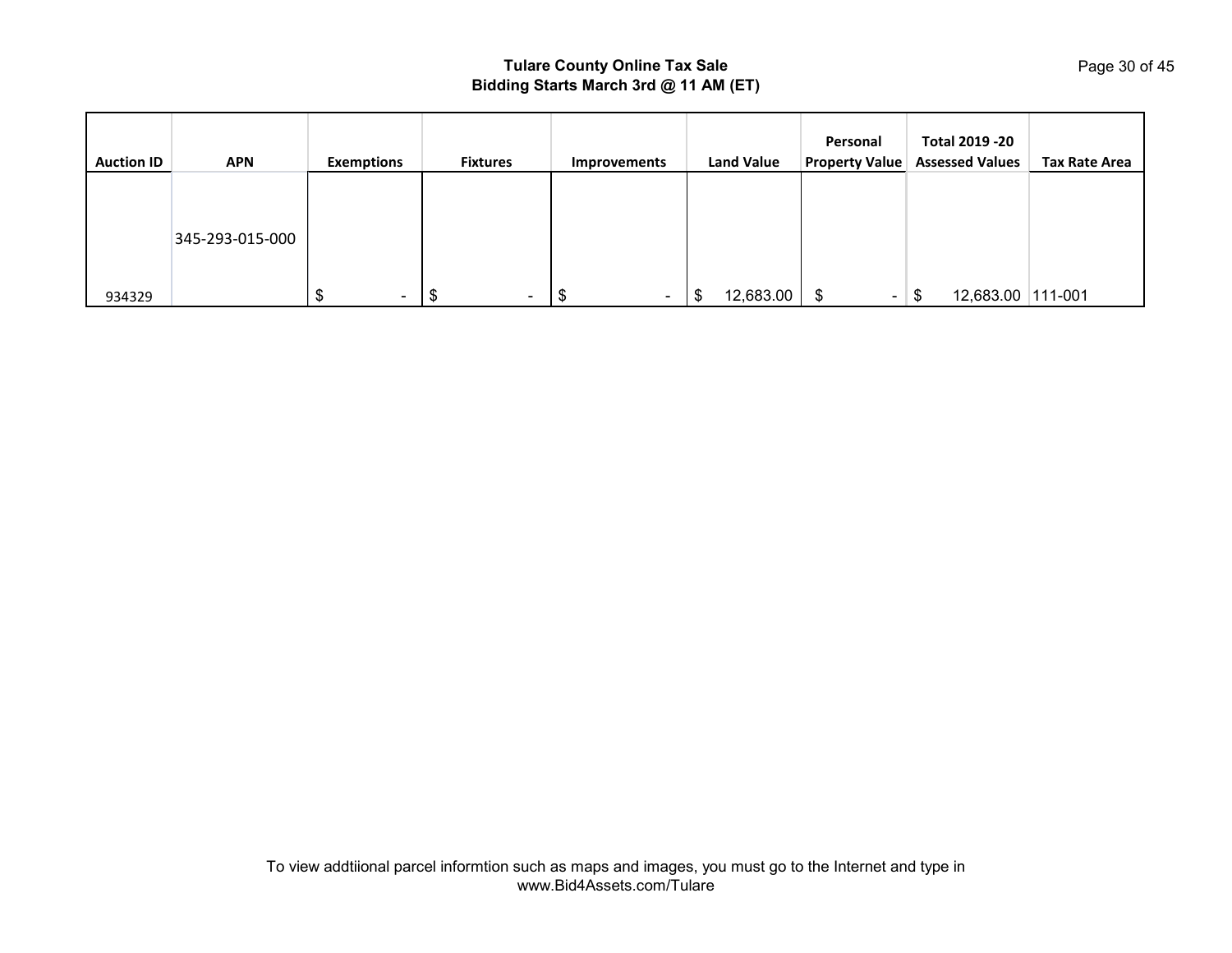**Tulare County Online Tax Sale**
**Bidding Starts March 3rd @ 11 AM (ET)**

| Auction ID | APN | Exemptions | Fixtures | Improvements | Land Value | Personal Property Value | Total 2019 -20 Assessed Values | Tax Rate Area |
|---|---|---|---|---|---|---|---|---|
| 934329 | 345-293-015-000 | $ - | $ - | $ - | $ 12,683.00 | $ - | $ 12,683.00 | 111-001 |

To view addtiional parcel informtion such as maps and images, you must go to the Internet and type in www.Bid4Assets.com/Tulare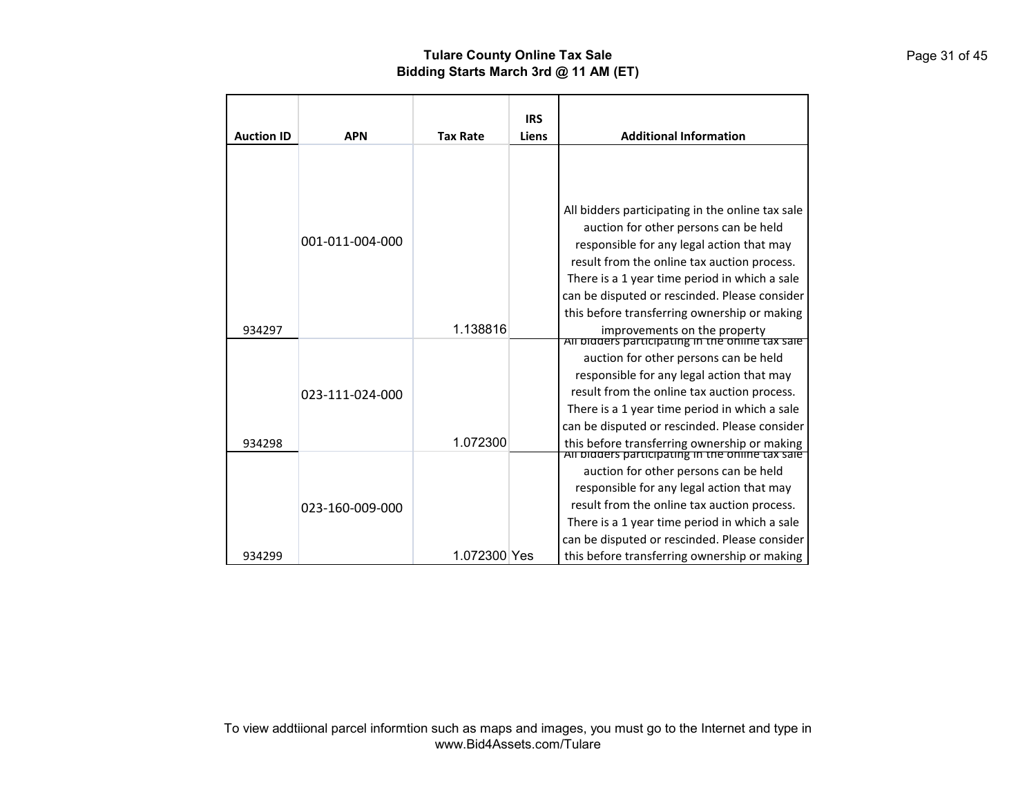# Tulare County Online Tax Sale
## Bidding Starts March 3rd @ 11 AM (ET)

| Auction ID | APN | Tax Rate | IRS Liens | Additional Information |
|---|---|---|---|---|
| 934297 | 001-011-004-000 | 1.138816 | | All bidders participating in the online tax sale auction for other persons can be held responsible for any legal action that may result from the online tax auction process. There is a 1 year time period in which a sale can be disputed or rescinded. Please consider this before transferring ownership or making improvements on the property |
| 934298 | 023-111-024-000 | 1.072300 | | All bidders participating in the online tax sale auction for other persons can be held responsible for any legal action that may result from the online tax auction process. There is a 1 year time period in which a sale can be disputed or rescinded. Please consider this before transferring ownership or making |
| 934299 | 023-160-009-000 | 1.072300 | Yes | All bidders participating in the online tax sale auction for other persons can be held responsible for any legal action that may result from the online tax auction process. There is a 1 year time period in which a sale can be disputed or rescinded. Please consider this before transferring ownership or making |

To view addtiional parcel informtion such as maps and images, you must go to the Internet and type in www.Bid4Assets.com/Tulare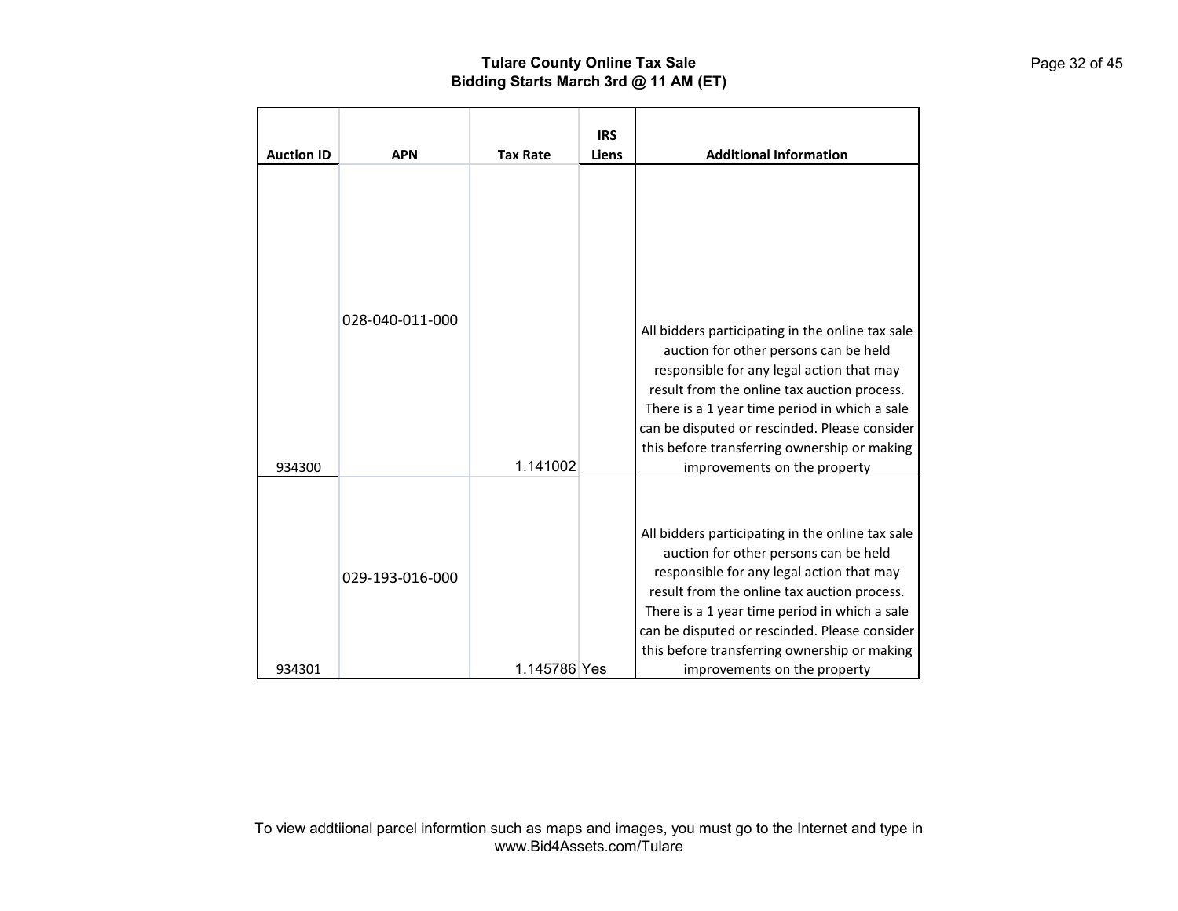| Auction ID | APN | Tax Rate | IRS Liens | Additional Information |
|---|---|---|---|---|
| 934300 | 028-040-011-000 | 1.141002 | | All bidders participating in the online tax sale auction for other persons can be held responsible for any legal action that may result from the online tax auction process. There is a 1 year time period in which a sale can be disputed or rescinded. Please consider this before transferring ownership or making improvements on the property |
| 934301 | 029-193-016-000 | 1.145786 | Yes | All bidders participating in the online tax sale auction for other persons can be held responsible for any legal action that may result from the online tax auction process. There is a 1 year time period in which a sale can be disputed or rescinded. Please consider this before transferring ownership or making improvements on the property |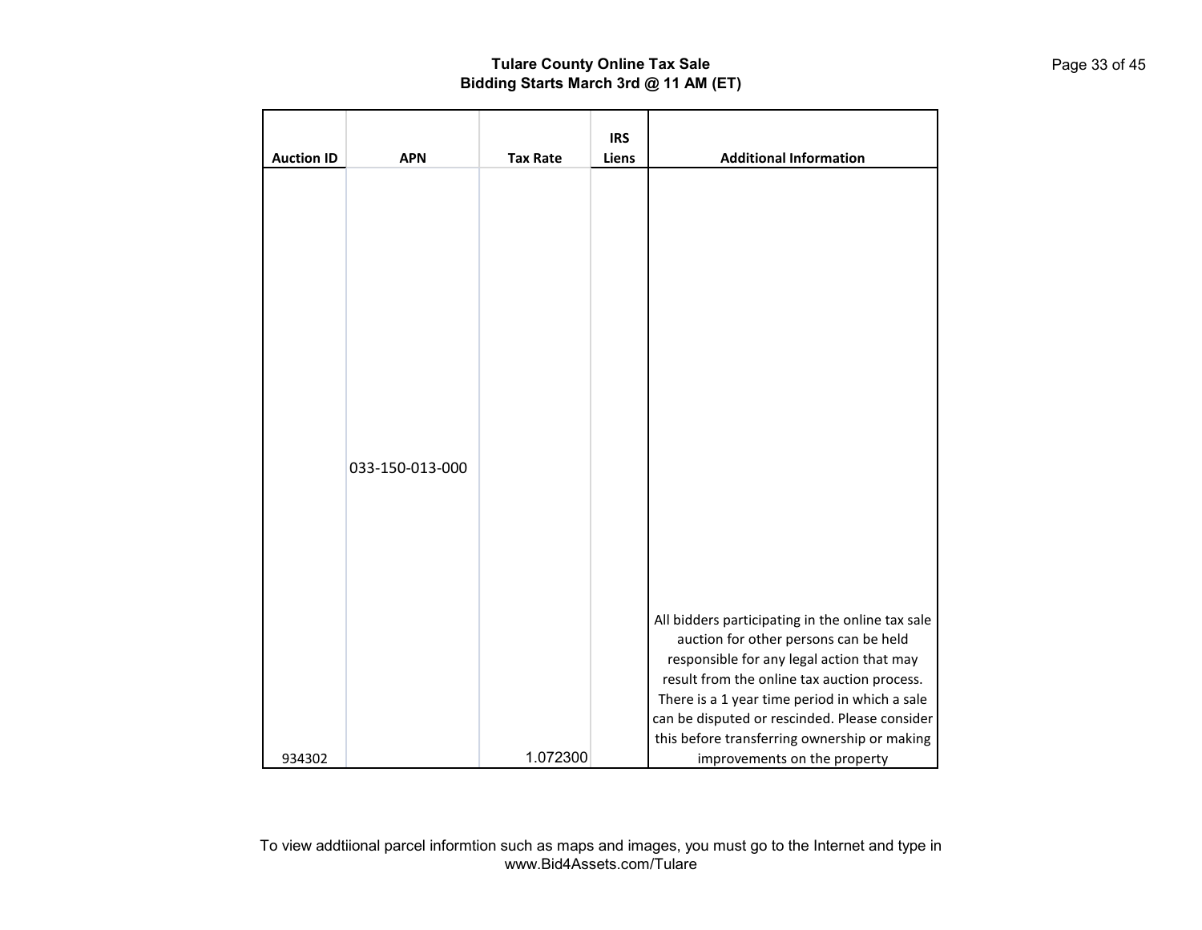**Tulare County Online Tax Sale**
**Bidding Starts March 3rd @ 11 AM (ET)**

| Auction ID | APN | Tax Rate | IRS Liens | Additional Information |
|---|---|---|---|---|
| 934302 | 033-150-013-000 | 1.072300 | | All bidders participating in the online tax sale auction for other persons can be held responsible for any legal action that may result from the online tax auction process. There is a 1 year time period in which a sale can be disputed or rescinded. Please consider this before transferring ownership or making improvements on the property |

To view addtiional parcel informtion such as maps and images, you must go to the Internet and type in www.Bid4Assets.com/Tulare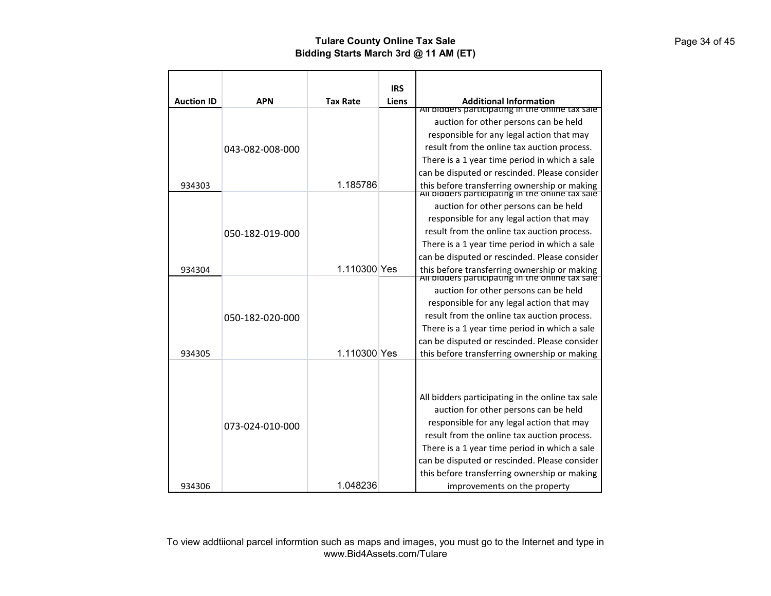# Tulare County Online Tax Sale
## Bidding Starts March 3rd @ 11 AM (ET)

| Auction ID | APN | Tax Rate | IRS Liens | Additional Information |
|---|---|---|---|---|
| 934303 | 043-082-008-000 | 1.185786 | | All bidders participating in the online tax sale auction for other persons can be held responsible for any legal action that may result from the online tax auction process. There is a 1 year time period in which a sale can be disputed or rescinded. Please consider this before transferring ownership or making |
| 934304 | 050-182-019-000 | 1.110300 | Yes | All bidders participating in the online tax sale auction for other persons can be held responsible for any legal action that may result from the online tax auction process. There is a 1 year time period in which a sale can be disputed or rescinded. Please consider this before transferring ownership or making |
| 934305 | 050-182-020-000 | 1.110300 | Yes | All bidders participating in the online tax sale auction for other persons can be held responsible for any legal action that may result from the online tax auction process. There is a 1 year time period in which a sale can be disputed or rescinded. Please consider this before transferring ownership or making |
| 934306 | 073-024-010-000 | 1.048236 | | All bidders participating in the online tax sale auction for other persons can be held responsible for any legal action that may result from the online tax auction process. There is a 1 year time period in which a sale can be disputed or rescinded. Please consider this before transferring ownership or making improvements on the property |

To view addtiional parcel informtion such as maps and images, you must go to the Internet and type in www.Bid4Assets.com/Tulare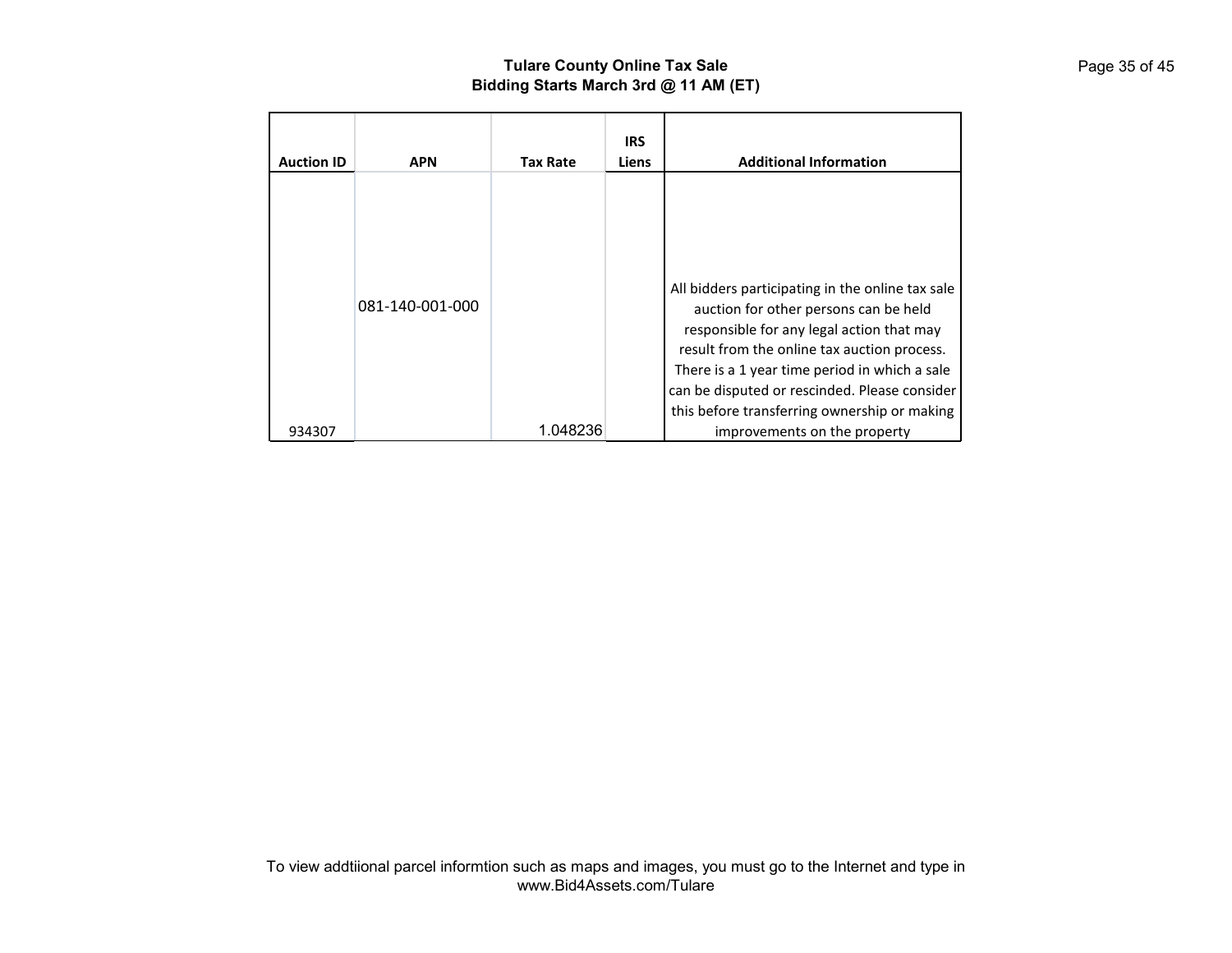**Tulare County Online Tax Sale**
**Bidding Starts March 3rd @ 11 AM (ET)**

| Auction ID | APN | Tax Rate | IRS Liens | Additional Information |
|---|---|---|---|---|
| 934307 | 081-140-001-000 | 1.048236 | | All bidders participating in the online tax sale auction for other persons can be held responsible for any legal action that may result from the online tax auction process. There is a 1 year time period in which a sale can be disputed or rescinded. Please consider this before transferring ownership or making improvements on the property |

To view addtiional parcel informtion such as maps and images, you must go to the Internet and type in www.Bid4Assets.com/Tulare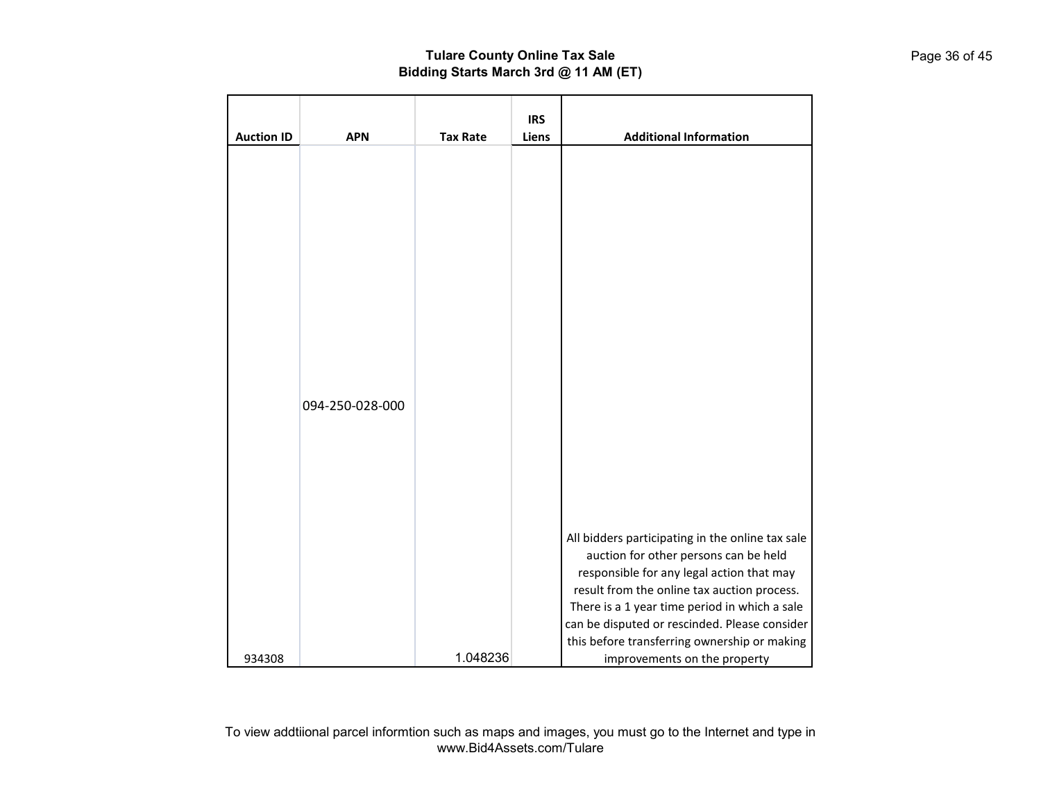# Tulare County Online Tax Sale
## Bidding Starts March 3rd @ 11 AM (ET)

| Auction ID | APN | Tax Rate | IRS Liens | Additional Information |
|---|---|---|---|---|
| 934308 | 094-250-028-000 | 1.048236 | | All bidders participating in the online tax sale auction for other persons can be held responsible for any legal action that may result from the online tax auction process. There is a 1 year time period in which a sale can be disputed or rescinded. Please consider this before transferring ownership or making improvements on the property |

To view addtiional parcel informtion such as maps and images, you must go to the Internet and type in www.Bid4Assets.com/Tulare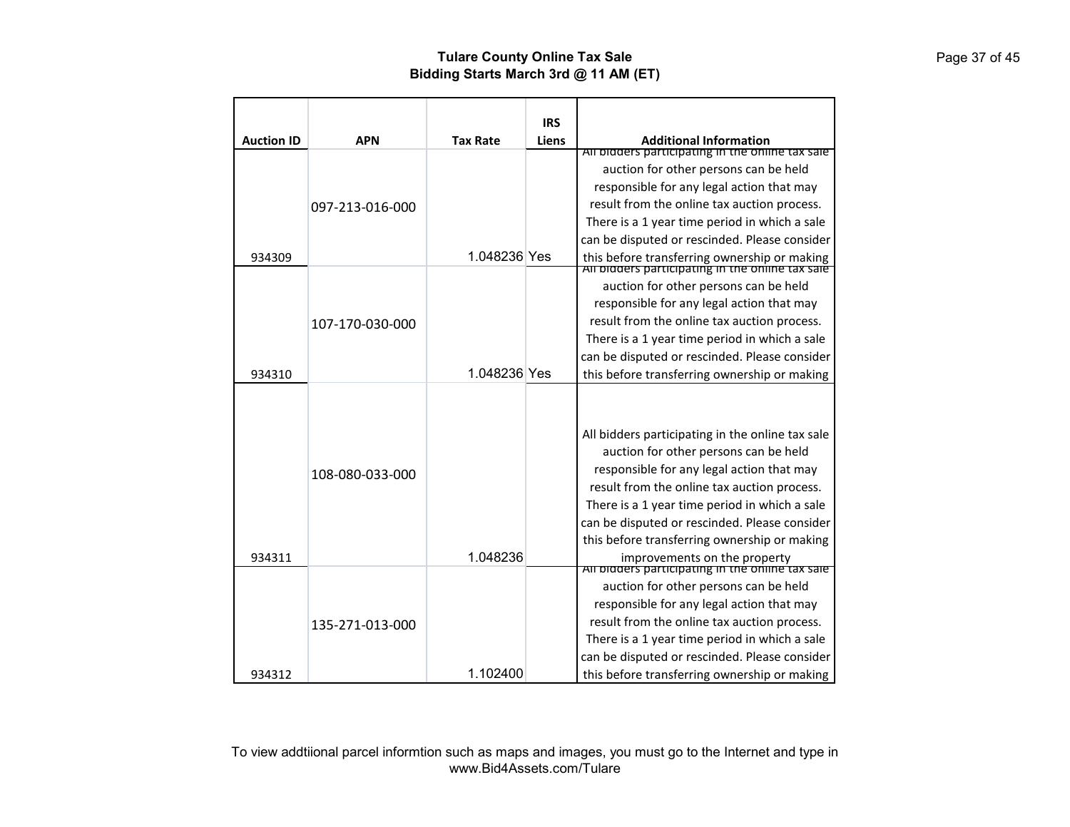# Tulare County Online Tax Sale
## Bidding Starts March 3rd @ 11 AM (ET)

| Auction ID | APN | Tax Rate | IRS Liens | Additional Information |
|---|---|---|---|---|
| 934309 | 097-213-016-000 | 1.048236 | Yes | All bidders participating in the online tax sale auction for other persons can be held responsible for any legal action that may result from the online tax auction process. There is a 1 year time period in which a sale can be disputed or rescinded. Please consider this before transferring ownership or making |
| 934310 | 107-170-030-000 | 1.048236 | Yes | All bidders participating in the online tax sale auction for other persons can be held responsible for any legal action that may result from the online tax auction process. There is a 1 year time period in which a sale can be disputed or rescinded. Please consider this before transferring ownership or making |
| 934311 | 108-080-033-000 | 1.048236 | | All bidders participating in the online tax sale auction for other persons can be held responsible for any legal action that may result from the online tax auction process. There is a 1 year time period in which a sale can be disputed or rescinded. Please consider this before transferring ownership or making improvements on the property |
| 934312 | 135-271-013-000 | 1.102400 | | All bidders participating in the online tax sale auction for other persons can be held responsible for any legal action that may result from the online tax auction process. There is a 1 year time period in which a sale can be disputed or rescinded. Please consider this before transferring ownership or making |

To view addtiional parcel informtion such as maps and images, you must go to the Internet and type in www.Bid4Assets.com/Tulare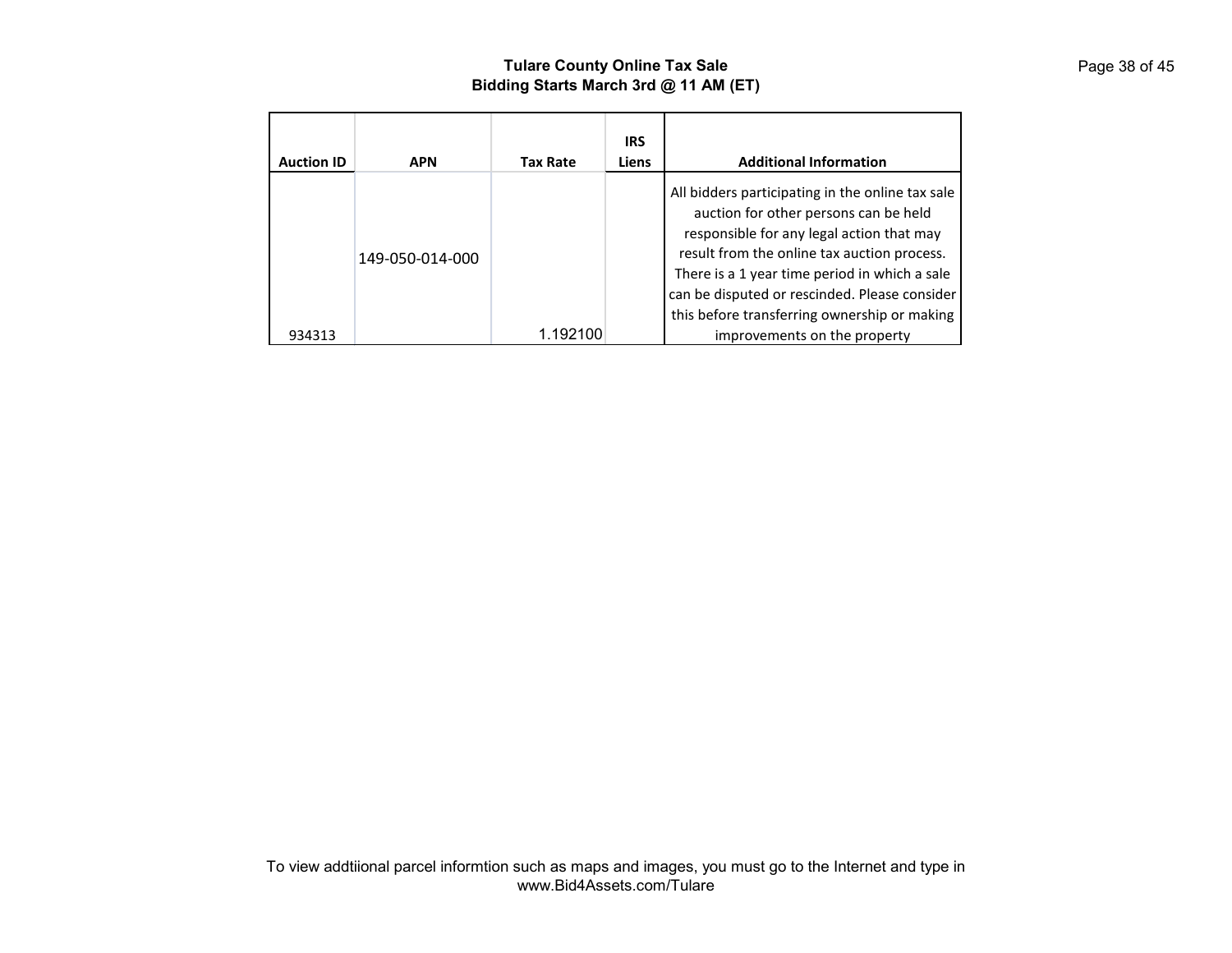**Tulare County Online Tax Sale**
**Bidding Starts March 3rd @ 11 AM (ET)**

| Auction ID | APN | Tax Rate | IRS Liens | Additional Information |
|---|---|---|---|---|
| 934313 | 149-050-014-000 | 1.192100 | | All bidders participating in the online tax sale auction for other persons can be held responsible for any legal action that may result from the online tax auction process. There is a 1 year time period in which a sale can be disputed or rescinded. Please consider this before transferring ownership or making improvements on the property |

To view addtiional parcel informtion such as maps and images, you must go to the Internet and type in www.Bid4Assets.com/Tulare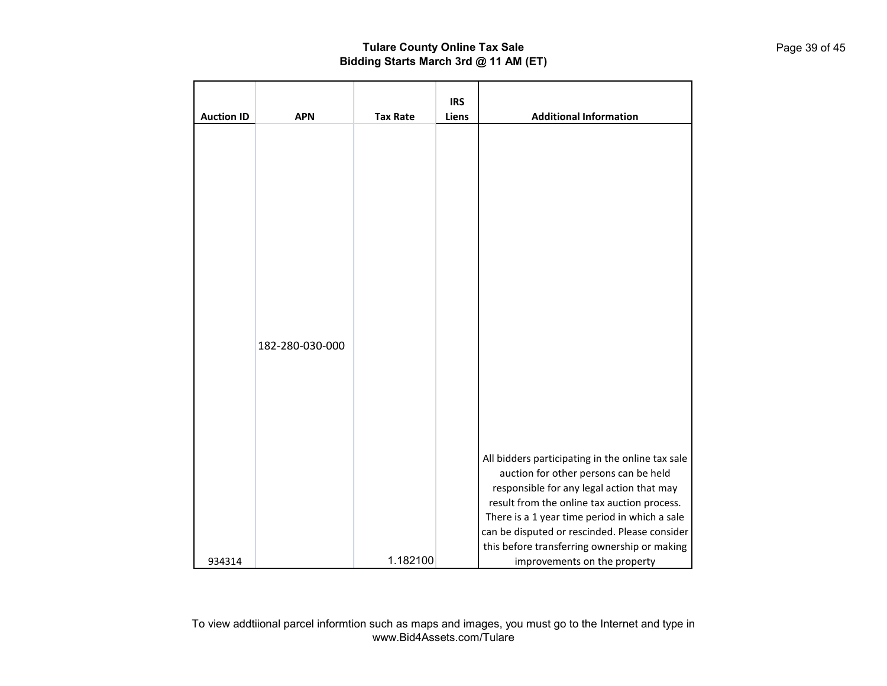# Tulare County Online Tax Sale
## Bidding Starts March 3rd @ 11 AM (ET)

| Auction ID | APN | Tax Rate | IRS Liens | Additional Information |
| --- | --- | --- | --- | --- |
| 934314 | 182-280-030-000 | 1.182100 | | All bidders participating in the online tax sale auction for other persons can be held responsible for any legal action that may result from the online tax auction process. There is a 1 year time period in which a sale can be disputed or rescinded. Please consider this before transferring ownership or making improvements on the property |

To view addtiional parcel informtion such as maps and images, you must go to the Internet and type in www.Bid4Assets.com/Tulare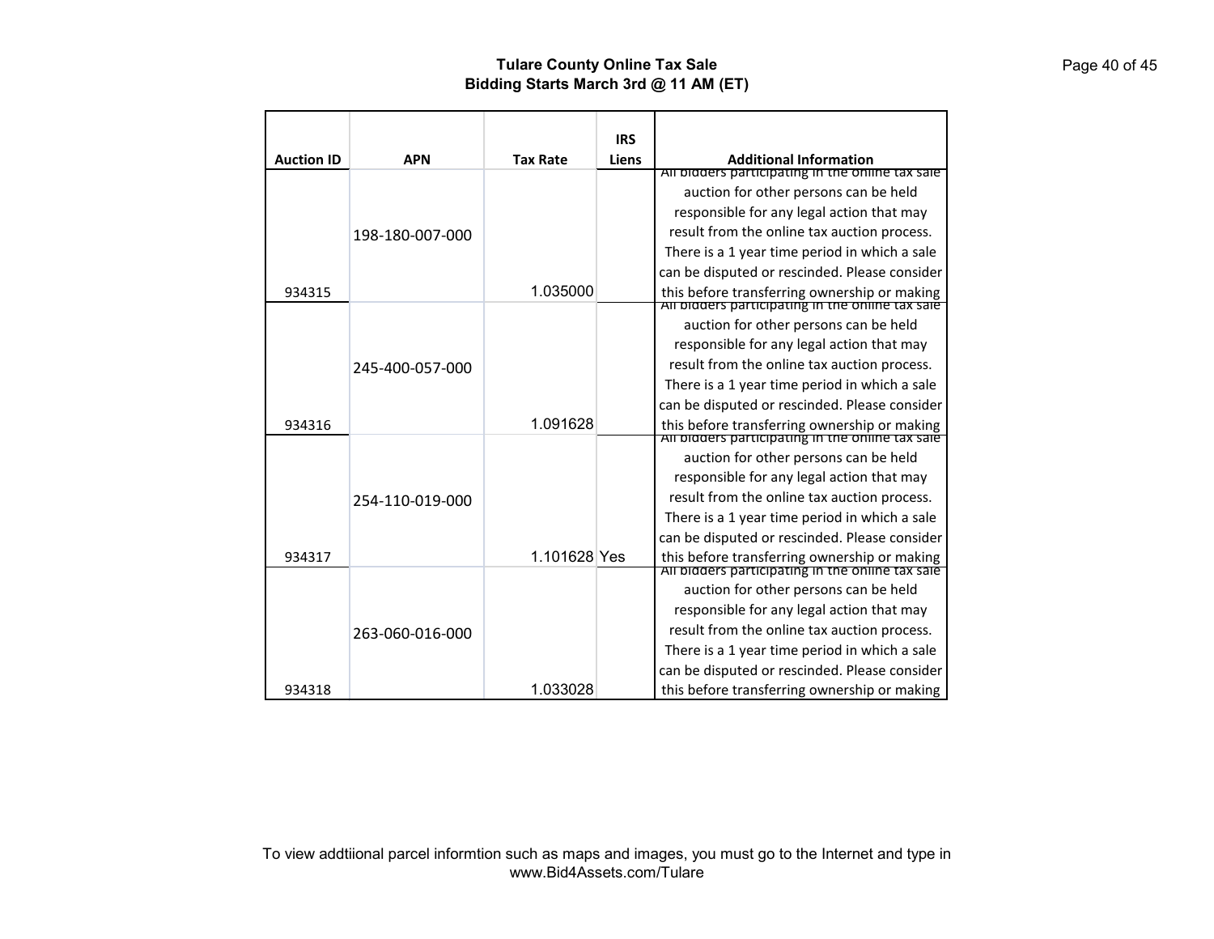**Tulare County Online Tax Sale**
**Bidding Starts March 3rd @ 11 AM (ET)**

| Auction ID | APN | Tax Rate | IRS Liens | Additional Information |
|---|---|---|---|---|
| 934315 | 198-180-007-000 | 1.035000 | | All bidders participating in the online tax sale auction for other persons can be held responsible for any legal action that may result from the online tax auction process. There is a 1 year time period in which a sale can be disputed or rescinded. Please consider this before transferring ownership or making |
| 934316 | 245-400-057-000 | 1.091628 | | All bidders participating in the online tax sale auction for other persons can be held responsible for any legal action that may result from the online tax auction process. There is a 1 year time period in which a sale can be disputed or rescinded. Please consider this before transferring ownership or making |
| 934317 | 254-110-019-000 | 1.101628 | Yes | All bidders participating in the online tax sale auction for other persons can be held responsible for any legal action that may result from the online tax auction process. There is a 1 year time period in which a sale can be disputed or rescinded. Please consider this before transferring ownership or making |
| 934318 | 263-060-016-000 | 1.033028 | | All bidders participating in the online tax sale auction for other persons can be held responsible for any legal action that may result from the online tax auction process. There is a 1 year time period in which a sale can be disputed or rescinded. Please consider this before transferring ownership or making |

To view addtiional parcel informtion such as maps and images, you must go to the Internet and type in www.Bid4Assets.com/Tulare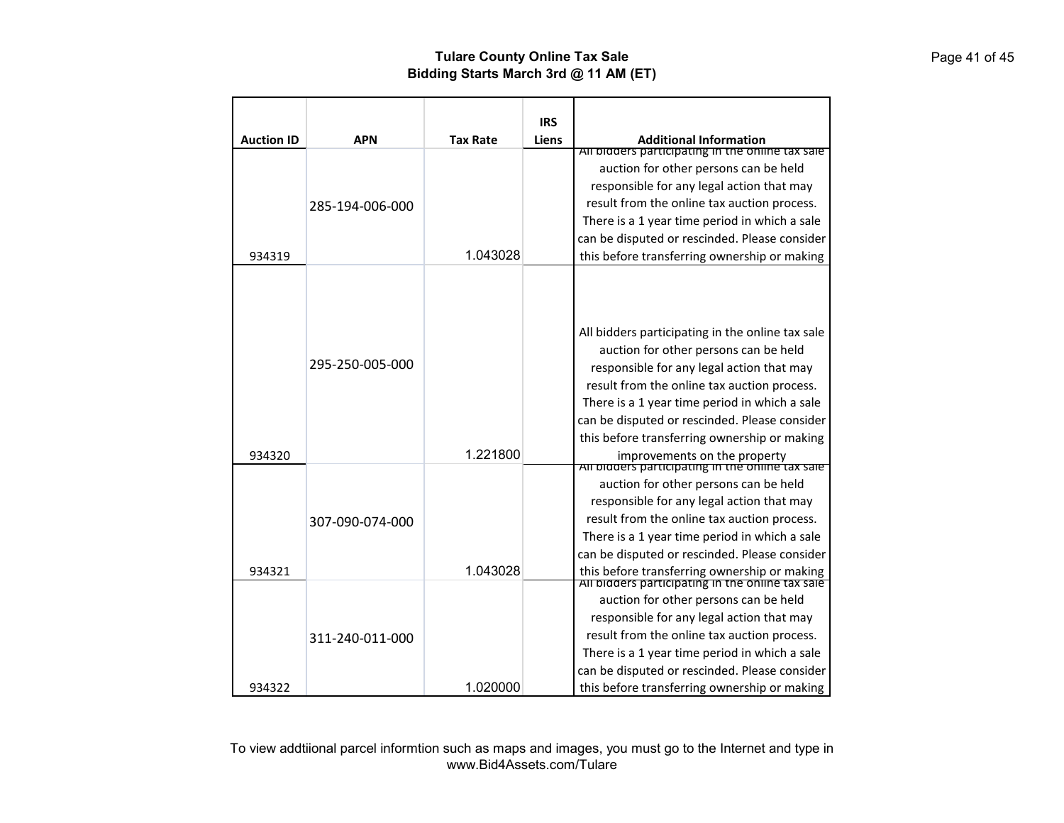# Tulare County Online Tax Sale
## Bidding Starts March 3rd @ 11 AM (ET)

| Auction ID | APN | Tax Rate | IRS Liens | Additional Information |
|---|---|---|---|---|
| 934319 | 285-194-006-000 | 1.043028 | | All bidders participating in the online tax sale auction for other persons can be held responsible for any legal action that may result from the online tax auction process. There is a 1 year time period in which a sale can be disputed or rescinded. Please consider this before transferring ownership or making |
| 934320 | 295-250-005-000 | 1.221800 | | All bidders participating in the online tax sale auction for other persons can be held responsible for any legal action that may result from the online tax auction process. There is a 1 year time period in which a sale can be disputed or rescinded. Please consider this before transferring ownership or making improvements on the property |
| 934321 | 307-090-074-000 | 1.043028 | | All bidders participating in the online tax sale auction for other persons can be held responsible for any legal action that may result from the online tax auction process. There is a 1 year time period in which a sale can be disputed or rescinded. Please consider this before transferring ownership or making |
| 934322 | 311-240-011-000 | 1.020000 | | All bidders participating in the online tax sale auction for other persons can be held responsible for any legal action that may result from the online tax auction process. There is a 1 year time period in which a sale can be disputed or rescinded. Please consider this before transferring ownership or making |

To view addtiional parcel informtion such as maps and images, you must go to the Internet and type in www.Bid4Assets.com/Tulare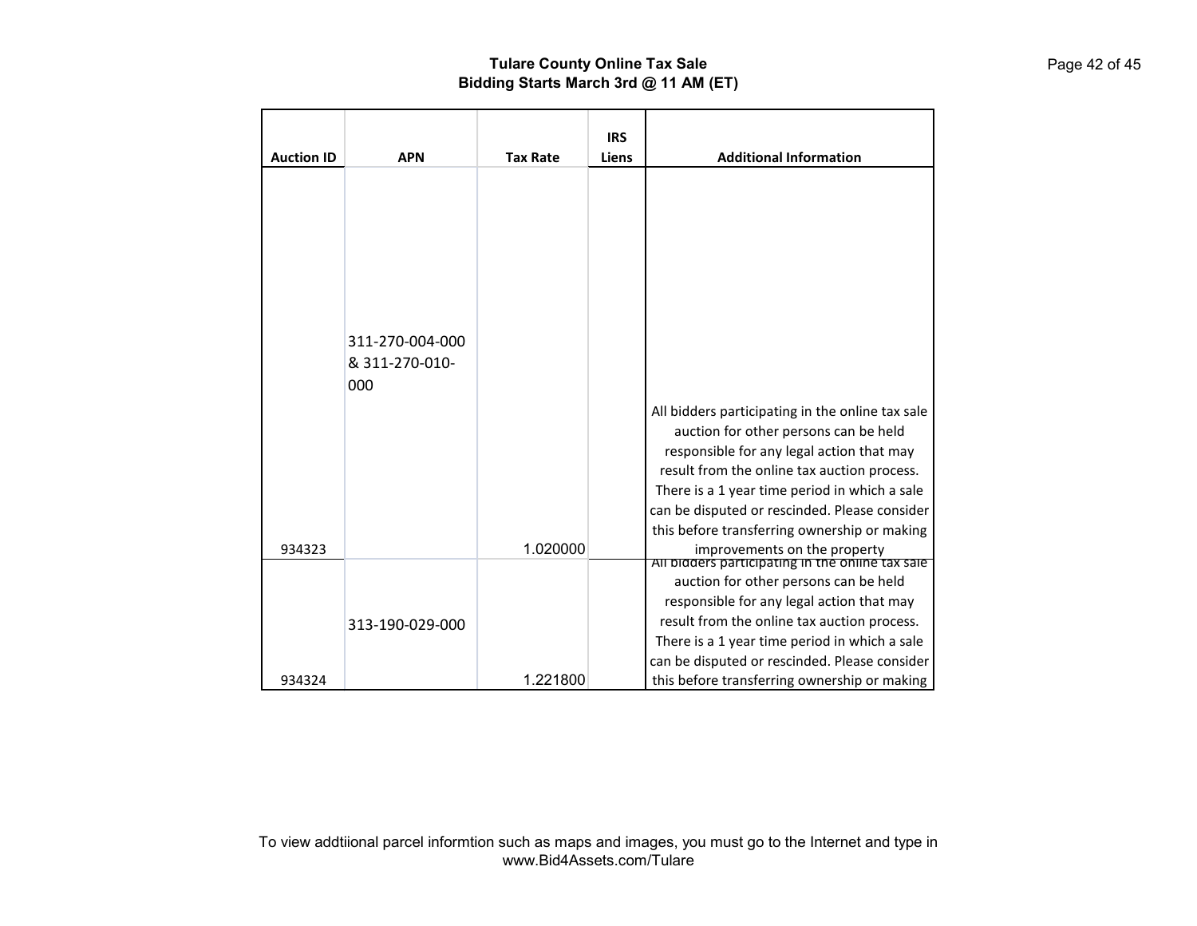# Tulare County Online Tax Sale
## Bidding Starts March 3rd @ 11 AM (ET)

| Auction ID | APN | Tax Rate | IRS Liens | Additional Information |
|---|---|---|---|---|
| 934323 | 311-270-004-000 & 311-270-010-000 | 1.020000 | | All bidders participating in the online tax sale auction for other persons can be held responsible for any legal action that may result from the online tax auction process. There is a 1 year time period in which a sale can be disputed or rescinded. Please consider this before transferring ownership or making improvements on the property |
| 934324 | 313-190-029-000 | 1.221800 | | All bidders participating in the online tax sale auction for other persons can be held responsible for any legal action that may result from the online tax auction process. There is a 1 year time period in which a sale can be disputed or rescinded. Please consider this before transferring ownership or making |

To view addtiional parcel informtion such as maps and images, you must go to the Internet and type in www.Bid4Assets.com/Tulare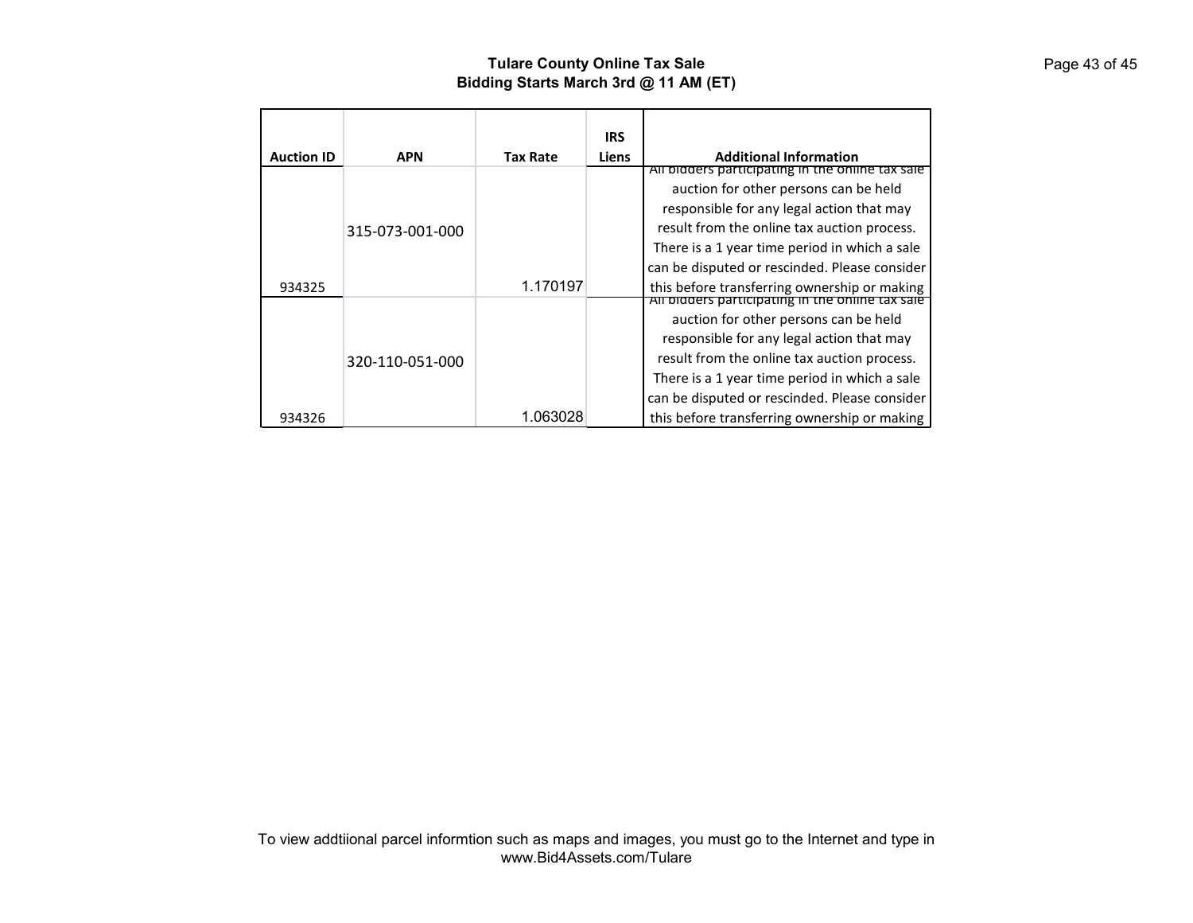## Tulare County Online Tax Sale
## Bidding Starts March 3rd @ 11 AM (ET)

| Auction ID | APN | Tax Rate | IRS Liens | Additional Information |
|---|---|---|---|---|
| 934325 | 315-073-001-000 | 1.170197 | | All bidders participating in the online tax sale auction for other persons can be held responsible for any legal action that may result from the online tax auction process. There is a 1 year time period in which a sale can be disputed or rescinded. Please consider this before transferring ownership or making |
| 934326 | 320-110-051-000 | 1.063028 | | All bidders participating in the online tax sale auction for other persons can be held responsible for any legal action that may result from the online tax auction process. There is a 1 year time period in which a sale can be disputed or rescinded. Please consider this before transferring ownership or making |

To view addtiional parcel informtion such as maps and images, you must go to the Internet and type in www.Bid4Assets.com/Tulare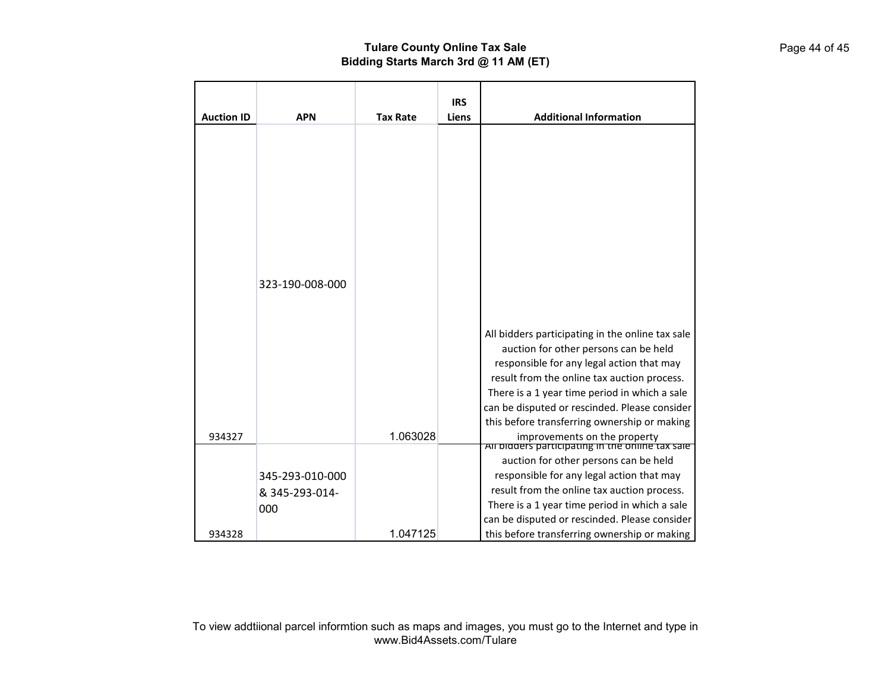# Tulare County Online Tax Sale
## Bidding Starts March 3rd @ 11 AM (ET)

| Auction ID | APN | Tax Rate | IRS Liens | Additional Information |
|---|---|---|---|---|
| 934327 | 323-190-008-000 | 1.063028 | | All bidders participating in the online tax sale auction for other persons can be held responsible for any legal action that may result from the online tax auction process. There is a 1 year time period in which a sale can be disputed or rescinded. Please consider this before transferring ownership or making improvements on the property |
| 934328 | 345-293-010-000 & 345-293-014-000 | 1.047125 | | All bidders participating in the online tax sale auction for other persons can be held responsible for any legal action that may result from the online tax auction process. There is a 1 year time period in which a sale can be disputed or rescinded. Please consider this before transferring ownership or making |

To view addtiional parcel informtion such as maps and images, you must go to the Internet and type in www.Bid4Assets.com/Tulare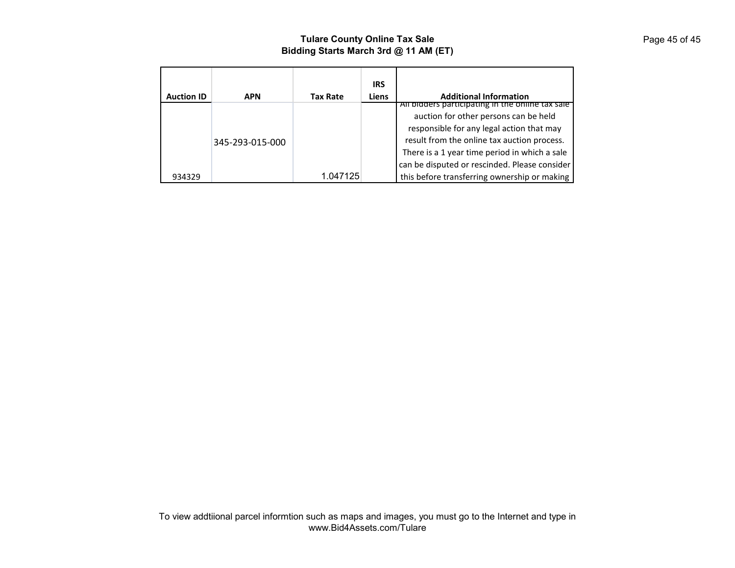**Tulare County Online Tax Sale**
**Bidding Starts March 3rd @ 11 AM (ET)**

| Auction ID | APN | Tax Rate | IRS Liens | Additional Information |
|---|---|---|---|---|
| 934329 | 345-293-015-000 | 1.047125 | | All bidders participating in the online tax sale auction for other persons can be held responsible for any legal action that may result from the online tax auction process. There is a 1 year time period in which a sale can be disputed or rescinded. Please consider this before transferring ownership or making |

To view addtiional parcel informtion such as maps and images, you must go to the Internet and type in www.Bid4Assets.com/Tulare